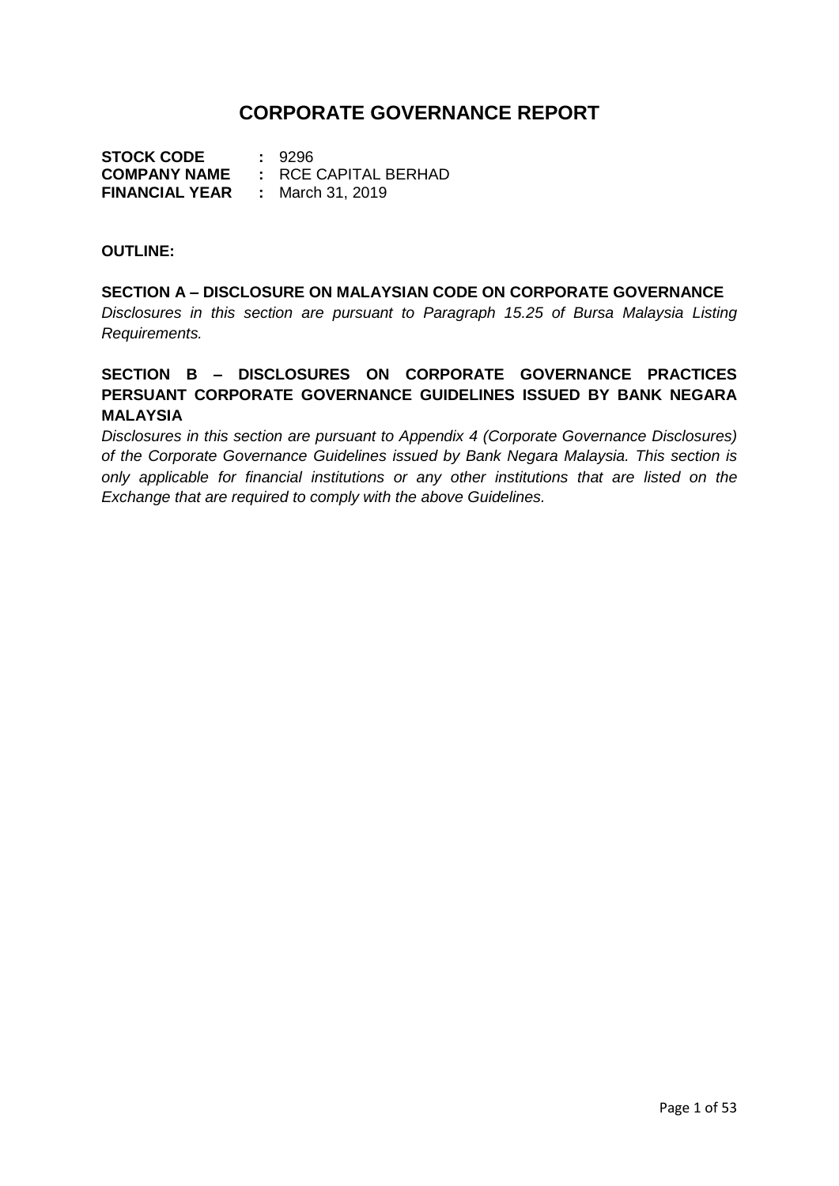# CORPORATE GOVERNANCE REPORT

**STOCK CODE** **:** 9296
**COMPANY NAME** **:** RCE CAPITAL BERHAD
**FINANCIAL YEAR** **:** March 31, 2019

**OUTLINE:**

**SECTION A – DISCLOSURE ON MALAYSIAN CODE ON CORPORATE GOVERNANCE**

*Disclosures in this section are pursuant to Paragraph 15.25 of Bursa Malaysia Listing Requirements.*

**SECTION B – DISCLOSURES ON CORPORATE GOVERNANCE PRACTICES PERSUANT CORPORATE GOVERNANCE GUIDELINES ISSUED BY BANK NEGARA MALAYSIA**

*Disclosures in this section are pursuant to Appendix 4 (Corporate Governance Disclosures) of the Corporate Governance Guidelines issued by Bank Negara Malaysia. This section is only applicable for financial institutions or any other institutions that are listed on the Exchange that are required to comply with the above Guidelines.*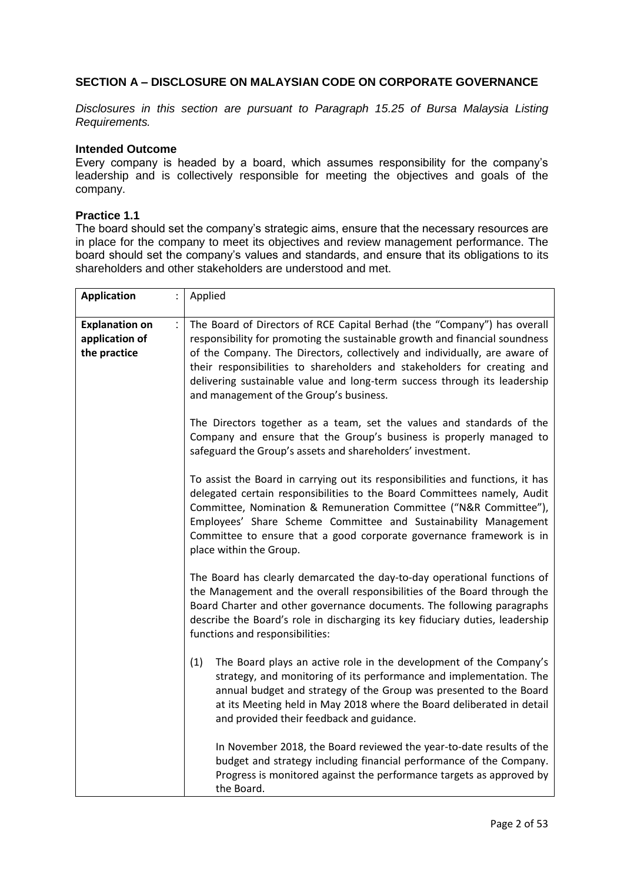## SECTION A – DISCLOSURE ON MALAYSIAN CODE ON CORPORATE GOVERNANCE

*Disclosures in this section are pursuant to Paragraph 15.25 of Bursa Malaysia Listing Requirements.*

### Intended Outcome

Every company is headed by a board, which assumes responsibility for the company's leadership and is collectively responsible for meeting the objectives and goals of the company.

### Practice 1.1

The board should set the company's strategic aims, ensure that the necessary resources are in place for the company to meet its objectives and review management performance. The board should set the company's values and standards, and ensure that its obligations to its shareholders and other stakeholders are understood and met.

| | |
|---|---|
| **Application** : | Applied |
| **Explanation on application of the practice** : | The Board of Directors of RCE Capital Berhad (the "Company") has overall responsibility for promoting the sustainable growth and financial soundness of the Company. The Directors, collectively and individually, are aware of their responsibilities to shareholders and stakeholders for creating and delivering sustainable value and long-term success through its leadership and management of the Group's business.<br><br>The Directors together as a team, set the values and standards of the Company and ensure that the Group's business is properly managed to safeguard the Group's assets and shareholders' investment.<br><br>To assist the Board in carrying out its responsibilities and functions, it has delegated certain responsibilities to the Board Committees namely, Audit Committee, Nomination & Remuneration Committee ("N&R Committee"), Employees' Share Scheme Committee and Sustainability Management Committee to ensure that a good corporate governance framework is in place within the Group.<br><br>The Board has clearly demarcated the day-to-day operational functions of the Management and the overall responsibilities of the Board through the Board Charter and other governance documents. The following paragraphs describe the Board's role in discharging its key fiduciary duties, leadership functions and responsibilities:<br><br>(1) The Board plays an active role in the development of the Company's strategy, and monitoring of its performance and implementation. The annual budget and strategy of the Group was presented to the Board at its Meeting held in May 2018 where the Board deliberated in detail and provided their feedback and guidance.<br><br>In November 2018, the Board reviewed the year-to-date results of the budget and strategy including financial performance of the Company. Progress is monitored against the performance targets as approved by the Board. |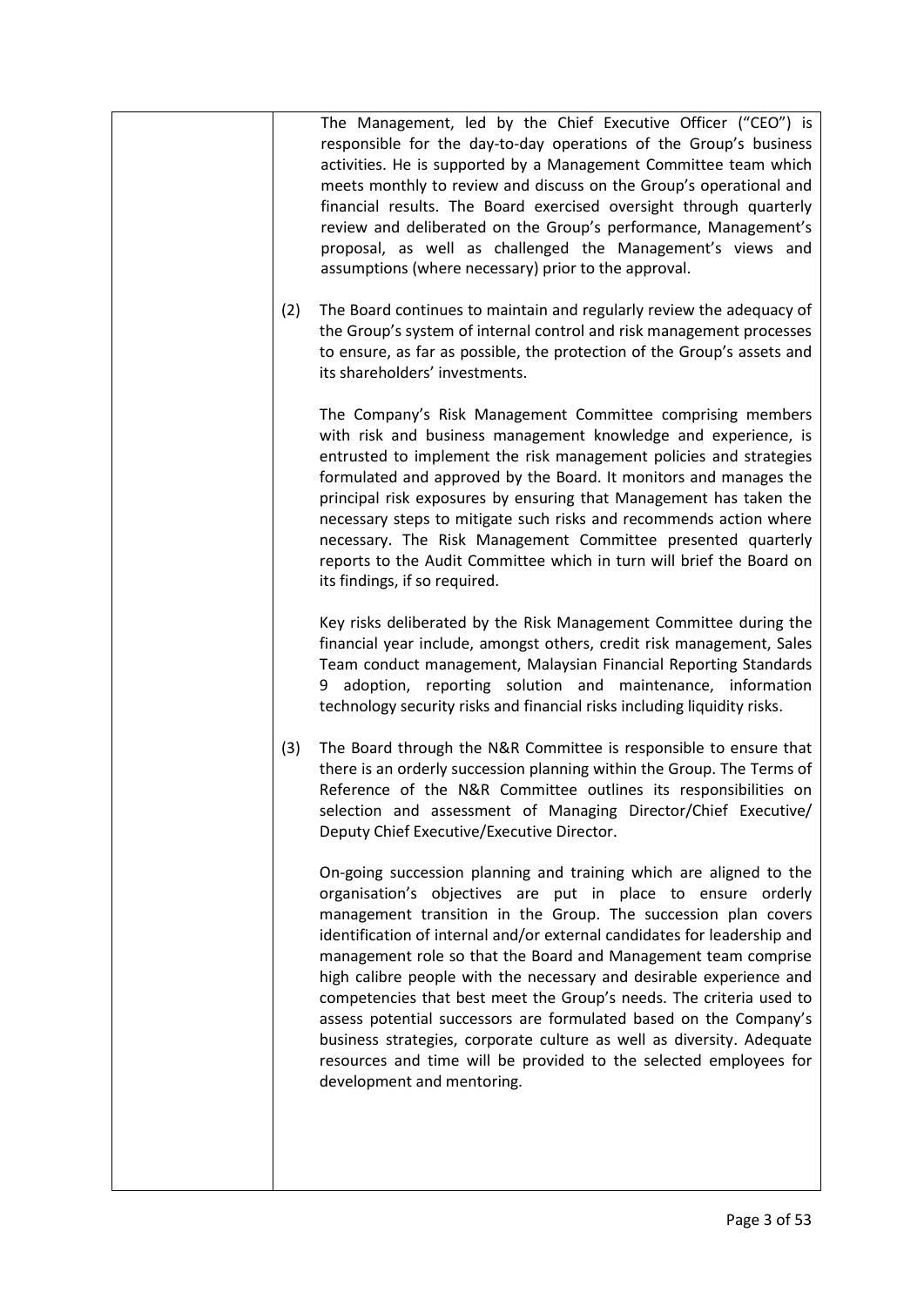| | |
|---|---|
| | The Management, led by the Chief Executive Officer ("CEO") is responsible for the day-to-day operations of the Group's business activities. He is supported by a Management Committee team which meets monthly to review and discuss on the Group's operational and financial results. The Board exercised oversight through quarterly review and deliberated on the Group's performance, Management's proposal, as well as challenged the Management's views and assumptions (where necessary) prior to the approval.<br><br>(2) The Board continues to maintain and regularly review the adequacy of the Group's system of internal control and risk management processes to ensure, as far as possible, the protection of the Group's assets and its shareholders' investments.<br><br>The Company's Risk Management Committee comprising members with risk and business management knowledge and experience, is entrusted to implement the risk management policies and strategies formulated and approved by the Board. It monitors and manages the principal risk exposures by ensuring that Management has taken the necessary steps to mitigate such risks and recommends action where necessary. The Risk Management Committee presented quarterly reports to the Audit Committee which in turn will brief the Board on its findings, if so required.<br><br>Key risks deliberated by the Risk Management Committee during the financial year include, amongst others, credit risk management, Sales Team conduct management, Malaysian Financial Reporting Standards 9 adoption, reporting solution and maintenance, information technology security risks and financial risks including liquidity risks.<br><br>(3) The Board through the N&R Committee is responsible to ensure that there is an orderly succession planning within the Group. The Terms of Reference of the N&R Committee outlines its responsibilities on selection and assessment of Managing Director/Chief Executive/ Deputy Chief Executive/Executive Director.<br><br>On-going succession planning and training which are aligned to the organisation's objectives are put in place to ensure orderly management transition in the Group. The succession plan covers identification of internal and/or external candidates for leadership and management role so that the Board and Management team comprise high calibre people with the necessary and desirable experience and competencies that best meet the Group's needs. The criteria used to assess potential successors are formulated based on the Company's business strategies, corporate culture as well as diversity. Adequate resources and time will be provided to the selected employees for development and mentoring. |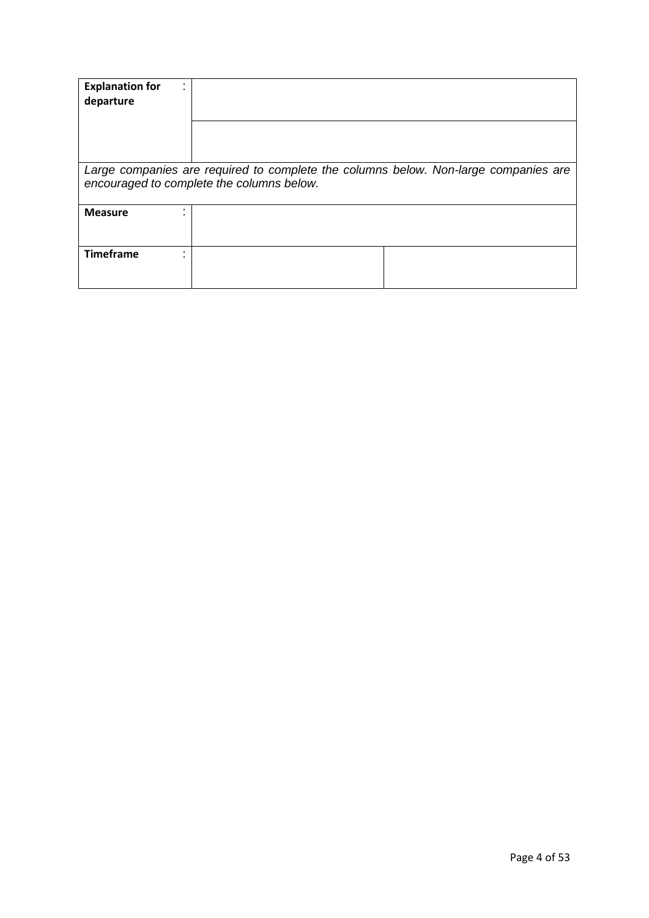| **Explanation for departure** | : | | |
|---|---|---|---|
| | | | |
| *Large companies are required to complete the columns below. Non-large companies are encouraged to complete the columns below.* | | | |
| **Measure** | : | | |
| **Timeframe** | : | | |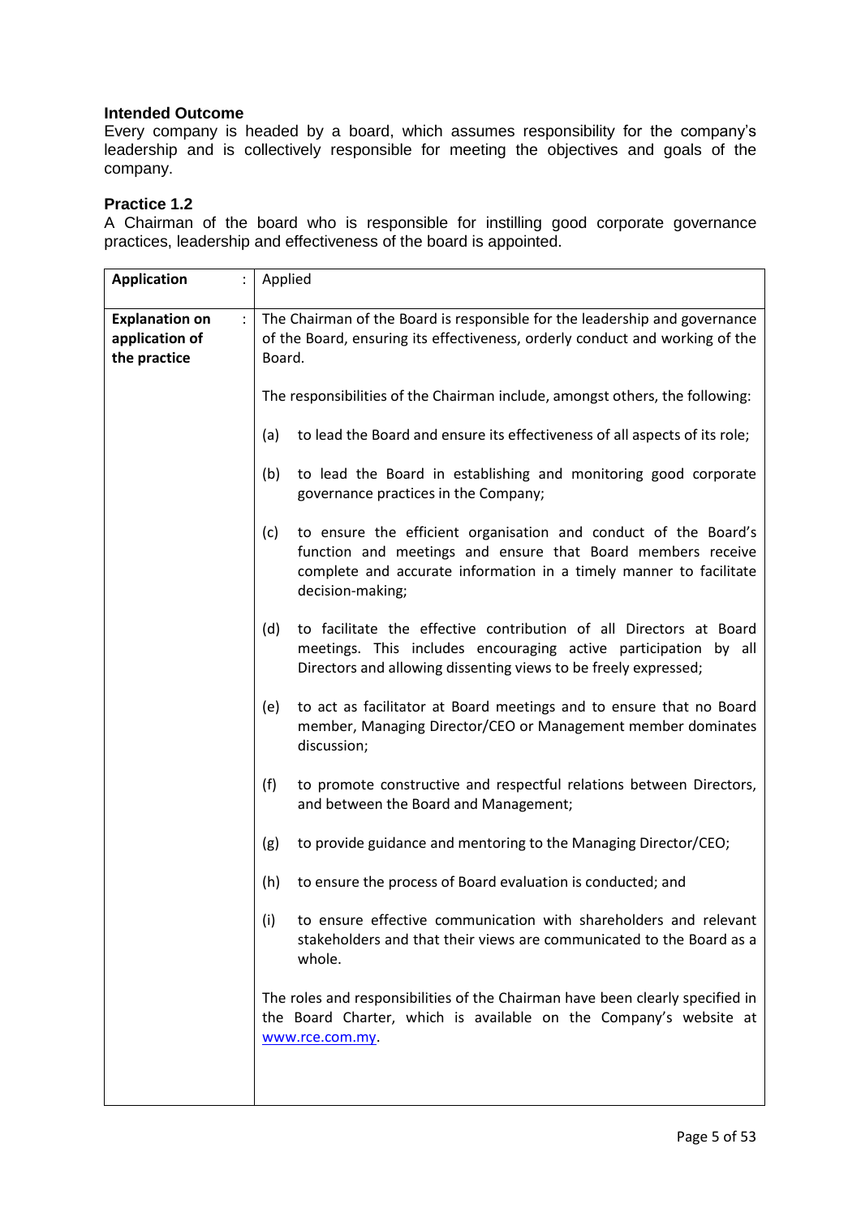### Intended Outcome

Every company is headed by a board, which assumes responsibility for the company's leadership and is collectively responsible for meeting the objectives and goals of the company.

### Practice 1.2

A Chairman of the board who is responsible for instilling good corporate governance practices, leadership and effectiveness of the board is appointed.

| | | |
|---|---|---|
| **Application** | : | Applied |
| **Explanation on application of the practice** | : | The Chairman of the Board is responsible for the leadership and governance of the Board, ensuring its effectiveness, orderly conduct and working of the Board.<br><br>The responsibilities of the Chairman include, amongst others, the following:<br><br>(a) to lead the Board and ensure its effectiveness of all aspects of its role;<br><br>(b) to lead the Board in establishing and monitoring good corporate governance practices in the Company;<br><br>(c) to ensure the efficient organisation and conduct of the Board's function and meetings and ensure that Board members receive complete and accurate information in a timely manner to facilitate decision-making;<br><br>(d) to facilitate the effective contribution of all Directors at Board meetings. This includes encouraging active participation by all Directors and allowing dissenting views to be freely expressed;<br><br>(e) to act as facilitator at Board meetings and to ensure that no Board member, Managing Director/CEO or Management member dominates discussion;<br><br>(f) to promote constructive and respectful relations between Directors, and between the Board and Management;<br><br>(g) to provide guidance and mentoring to the Managing Director/CEO;<br><br>(h) to ensure the process of Board evaluation is conducted; and<br><br>(i) to ensure effective communication with shareholders and relevant stakeholders and that their views are communicated to the Board as a whole.<br><br>The roles and responsibilities of the Chairman have been clearly specified in the Board Charter, which is available on the Company's website at www.rce.com.my. |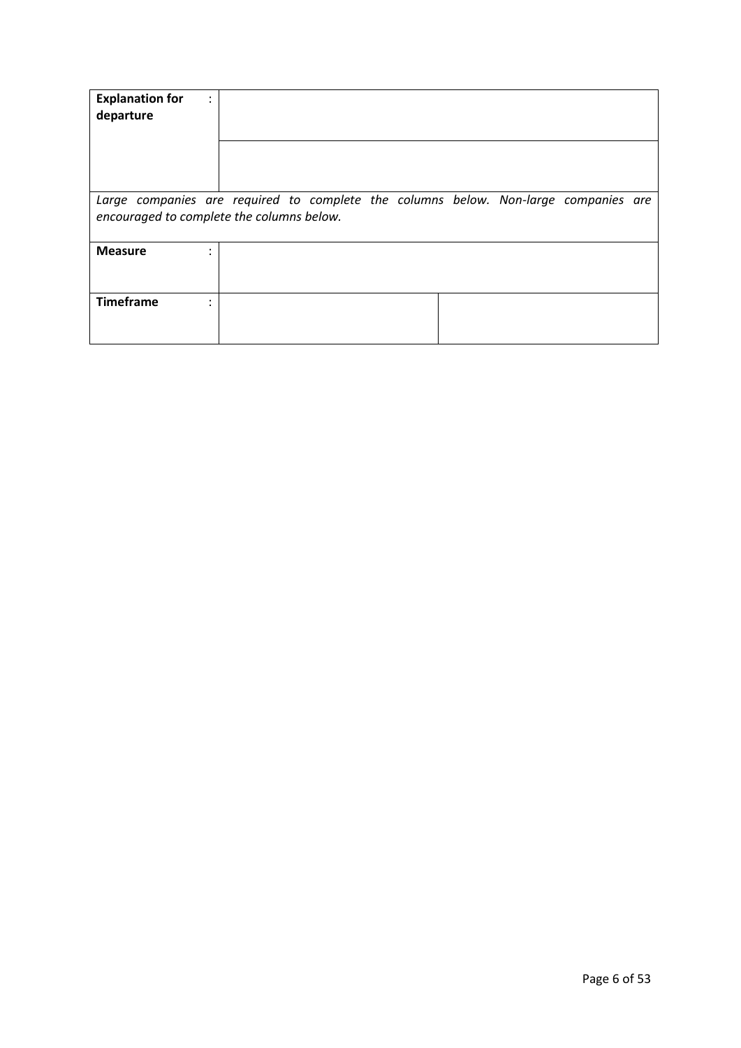| | | |
|---|---|---|
| **Explanation for departure** : | | |
| | | |
| *Large companies are required to complete the columns below. Non-large companies are encouraged to complete the columns below.* | | |
| **Measure** : | | |
| **Timeframe** : | | |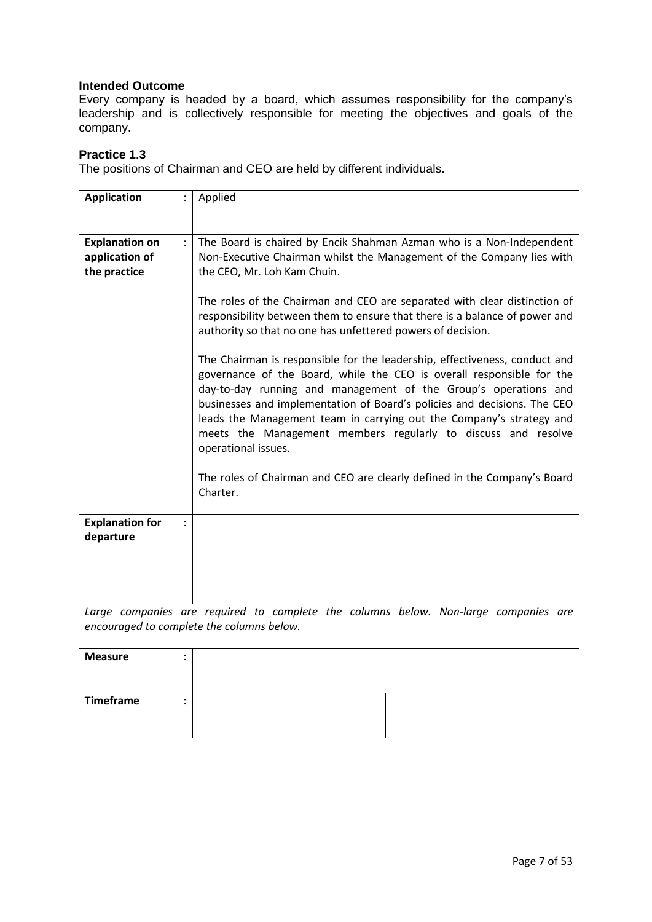**Intended Outcome**

Every company is headed by a board, which assumes responsibility for the company's leadership and is collectively responsible for meeting the objectives and goals of the company.

**Practice 1.3**

The positions of Chairman and CEO are held by different individuals.

| | | |
|---|---|---|
| **Application** : | Applied | |
| **Explanation on application of the practice** : | The Board is chaired by Encik Shahman Azman who is a Non-Independent Non-Executive Chairman whilst the Management of the Company lies with the CEO, Mr. Loh Kam Chuin.<br><br>The roles of the Chairman and CEO are separated with clear distinction of responsibility between them to ensure that there is a balance of power and authority so that no one has unfettered powers of decision.<br><br>The Chairman is responsible for the leadership, effectiveness, conduct and governance of the Board, while the CEO is overall responsible for the day-to-day running and management of the Group's operations and businesses and implementation of Board's policies and decisions. The CEO leads the Management team in carrying out the Company's strategy and meets the Management members regularly to discuss and resolve operational issues.<br><br>The roles of Chairman and CEO are clearly defined in the Company's Board Charter. | |
| **Explanation for departure** : | | |
| | | |
| *Large companies are required to complete the columns below. Non-large companies are encouraged to complete the columns below.* | | |
| **Measure** : | | |
| **Timeframe** : | | |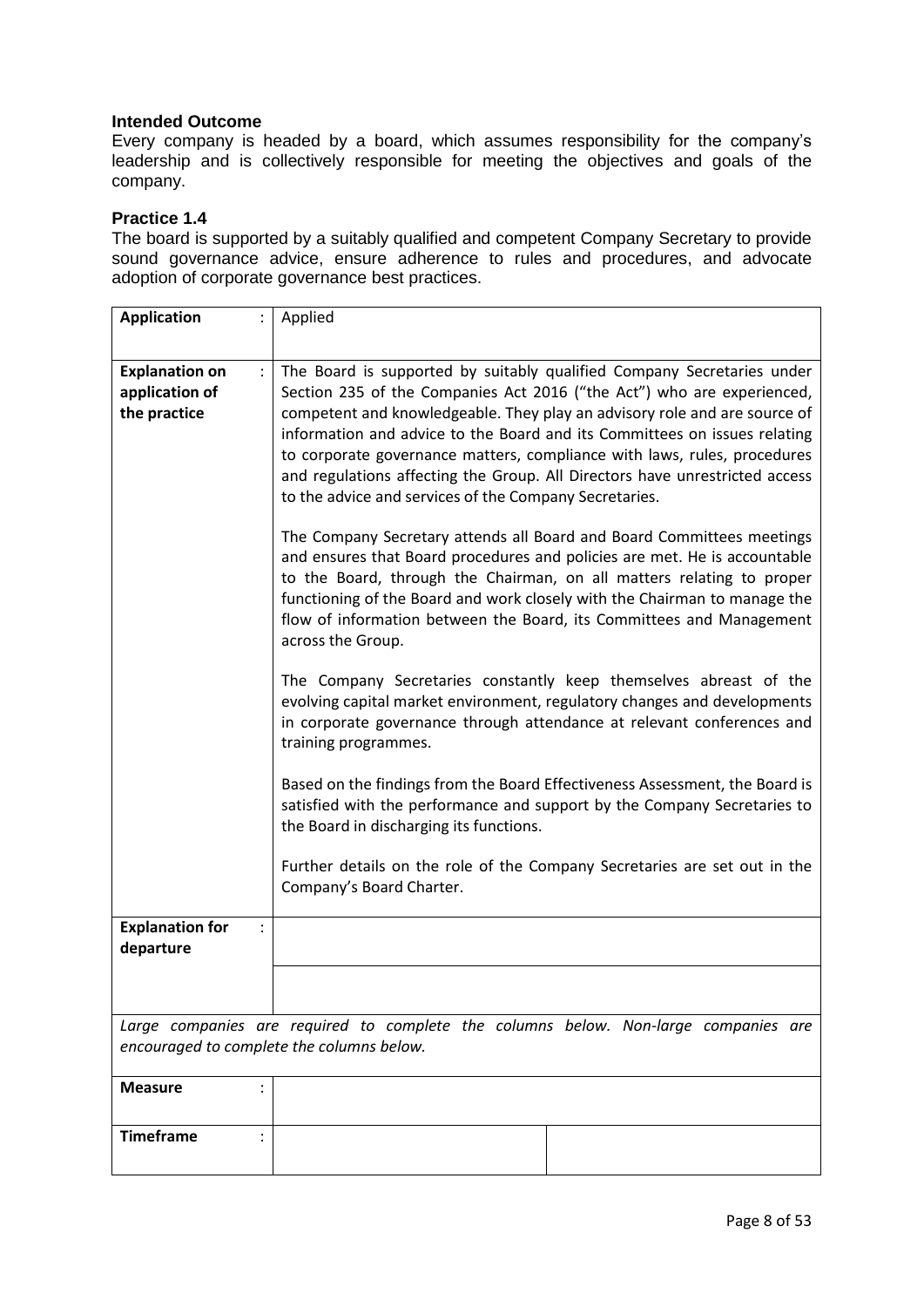### Intended Outcome

Every company is headed by a board, which assumes responsibility for the company's leadership and is collectively responsible for meeting the objectives and goals of the company.

### Practice 1.4

The board is supported by a suitably qualified and competent Company Secretary to provide sound governance advice, ensure adherence to rules and procedures, and advocate adoption of corporate governance best practices.

| | | |
|---|---|---|
| **Application** : | Applied | |
| **Explanation on application of the practice** : | The Board is supported by suitably qualified Company Secretaries under Section 235 of the Companies Act 2016 ("the Act") who are experienced, competent and knowledgeable. They play an advisory role and are source of information and advice to the Board and its Committees on issues relating to corporate governance matters, compliance with laws, rules, procedures and regulations affecting the Group. All Directors have unrestricted access to the advice and services of the Company Secretaries.<br><br>The Company Secretary attends all Board and Board Committees meetings and ensures that Board procedures and policies are met. He is accountable to the Board, through the Chairman, on all matters relating to proper functioning of the Board and work closely with the Chairman to manage the flow of information between the Board, its Committees and Management across the Group.<br><br>The Company Secretaries constantly keep themselves abreast of the evolving capital market environment, regulatory changes and developments in corporate governance through attendance at relevant conferences and training programmes.<br><br>Based on the findings from the Board Effectiveness Assessment, the Board is satisfied with the performance and support by the Company Secretaries to the Board in discharging its functions.<br><br>Further details on the role of the Company Secretaries are set out in the Company's Board Charter. | |
| **Explanation for departure** : | | |
| | | |
| *Large companies are required to complete the columns below. Non-large companies are encouraged to complete the columns below.* | | |
| **Measure** : | | |
| **Timeframe** : | | |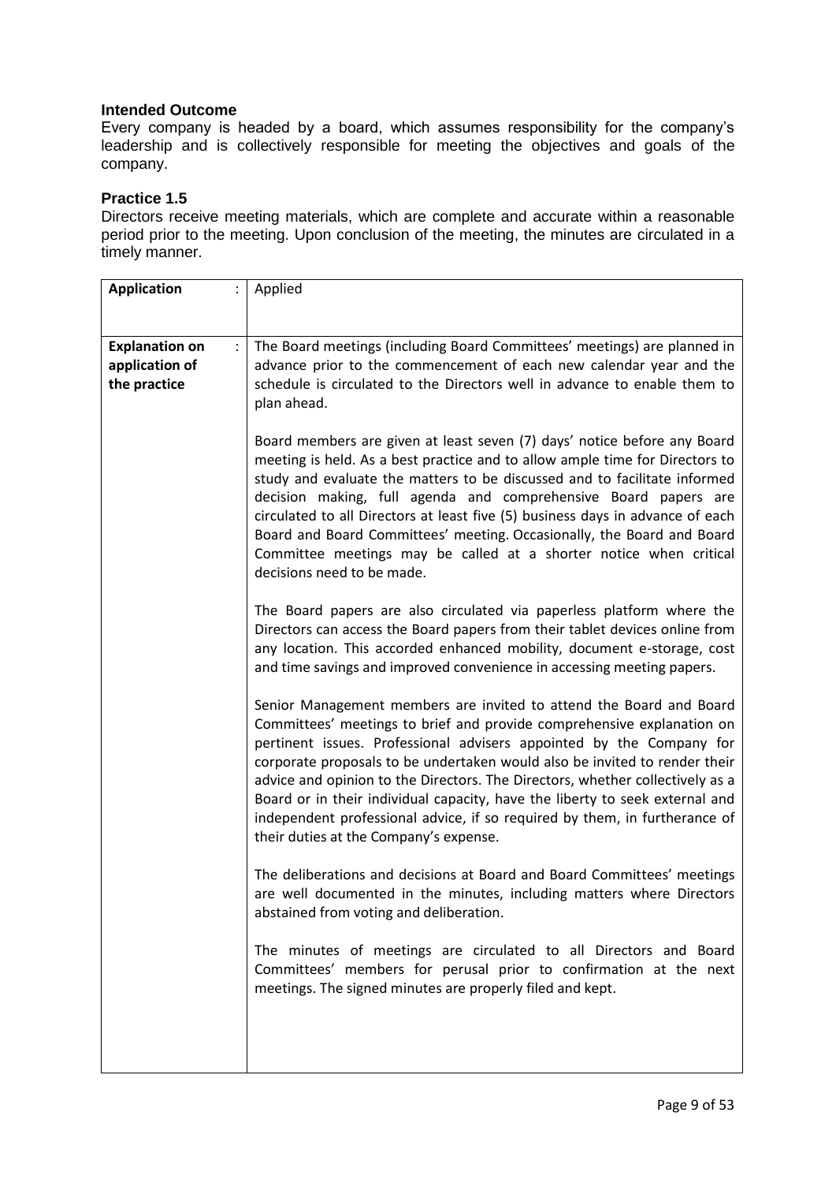**Intended Outcome**

Every company is headed by a board, which assumes responsibility for the company's leadership and is collectively responsible for meeting the objectives and goals of the company.

**Practice 1.5**

Directors receive meeting materials, which are complete and accurate within a reasonable period prior to the meeting. Upon conclusion of the meeting, the minutes are circulated in a timely manner.

| **Application** : | Applied |
|---|---|
| **Explanation on application of the practice** : | The Board meetings (including Board Committees' meetings) are planned in advance prior to the commencement of each new calendar year and the schedule is circulated to the Directors well in advance to enable them to plan ahead.<br><br>Board members are given at least seven (7) days' notice before any Board meeting is held. As a best practice and to allow ample time for Directors to study and evaluate the matters to be discussed and to facilitate informed decision making, full agenda and comprehensive Board papers are circulated to all Directors at least five (5) business days in advance of each Board and Board Committees' meeting. Occasionally, the Board and Board Committee meetings may be called at a shorter notice when critical decisions need to be made.<br><br>The Board papers are also circulated via paperless platform where the Directors can access the Board papers from their tablet devices online from any location. This accorded enhanced mobility, document e-storage, cost and time savings and improved convenience in accessing meeting papers.<br><br>Senior Management members are invited to attend the Board and Board Committees' meetings to brief and provide comprehensive explanation on pertinent issues. Professional advisers appointed by the Company for corporate proposals to be undertaken would also be invited to render their advice and opinion to the Directors. The Directors, whether collectively as a Board or in their individual capacity, have the liberty to seek external and independent professional advice, if so required by them, in furtherance of their duties at the Company's expense.<br><br>The deliberations and decisions at Board and Board Committees' meetings are well documented in the minutes, including matters where Directors abstained from voting and deliberation.<br><br>The minutes of meetings are circulated to all Directors and Board Committees' members for perusal prior to confirmation at the next meetings. The signed minutes are properly filed and kept. |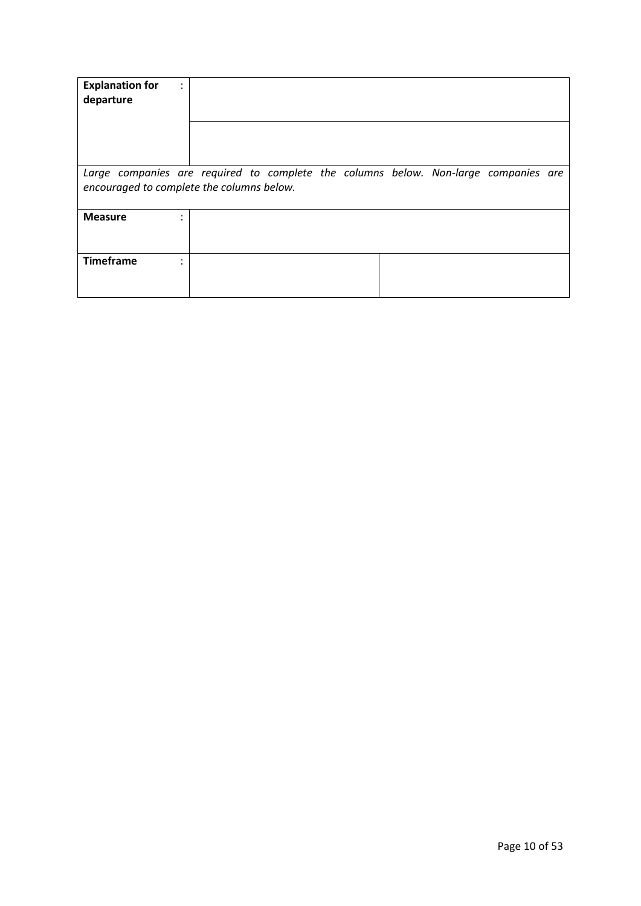| | | |
|---|---|---|
| **Explanation for departure** : | | |
| | | |
| *Large companies are required to complete the columns below. Non-large companies are encouraged to complete the columns below.* | | |
| **Measure** : | | |
| **Timeframe** : | | |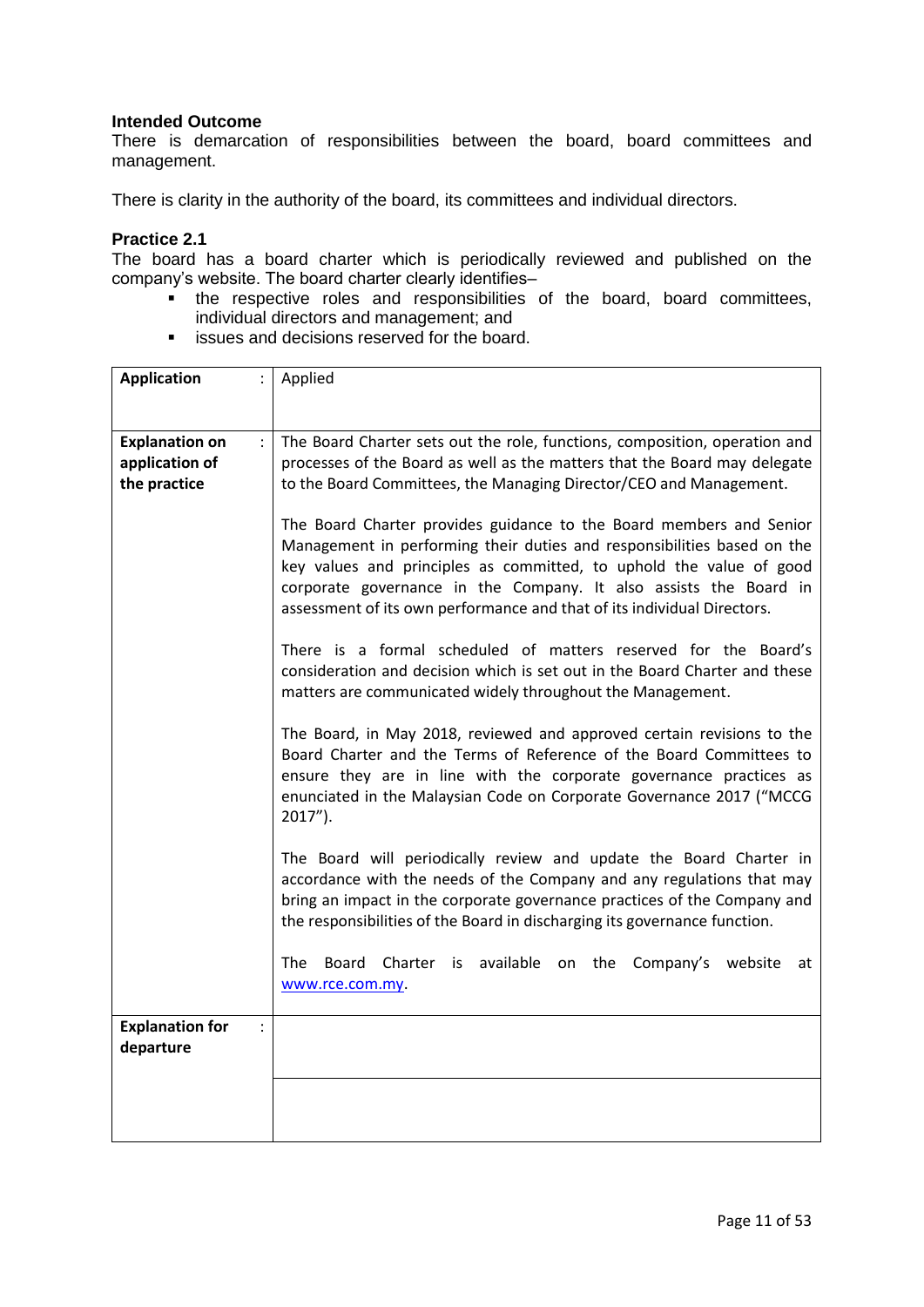**Intended Outcome**

There is demarcation of responsibilities between the board, board committees and management.

There is clarity in the authority of the board, its committees and individual directors.

**Practice 2.1**

The board has a board charter which is periodically reviewed and published on the company's website. The board charter clearly identifies–

- the respective roles and responsibilities of the board, board committees, individual directors and management; and
- issues and decisions reserved for the board.

| | | |
|---|---|---|
| **Application** | : | Applied |
| **Explanation on application of the practice** | : | The Board Charter sets out the role, functions, composition, operation and processes of the Board as well as the matters that the Board may delegate to the Board Committees, the Managing Director/CEO and Management.<br><br>The Board Charter provides guidance to the Board members and Senior Management in performing their duties and responsibilities based on the key values and principles as committed, to uphold the value of good corporate governance in the Company. It also assists the Board in assessment of its own performance and that of its individual Directors.<br><br>There is a formal scheduled of matters reserved for the Board's consideration and decision which is set out in the Board Charter and these matters are communicated widely throughout the Management.<br><br>The Board, in May 2018, reviewed and approved certain revisions to the Board Charter and the Terms of Reference of the Board Committees to ensure they are in line with the corporate governance practices as enunciated in the Malaysian Code on Corporate Governance 2017 ("MCCG 2017").<br><br>The Board will periodically review and update the Board Charter in accordance with the needs of the Company and any regulations that may bring an impact in the corporate governance practices of the Company and the responsibilities of the Board in discharging its governance function.<br><br>The Board Charter is available on the Company's website at www.rce.com.my. |
| **Explanation for departure** | : | |
| | | |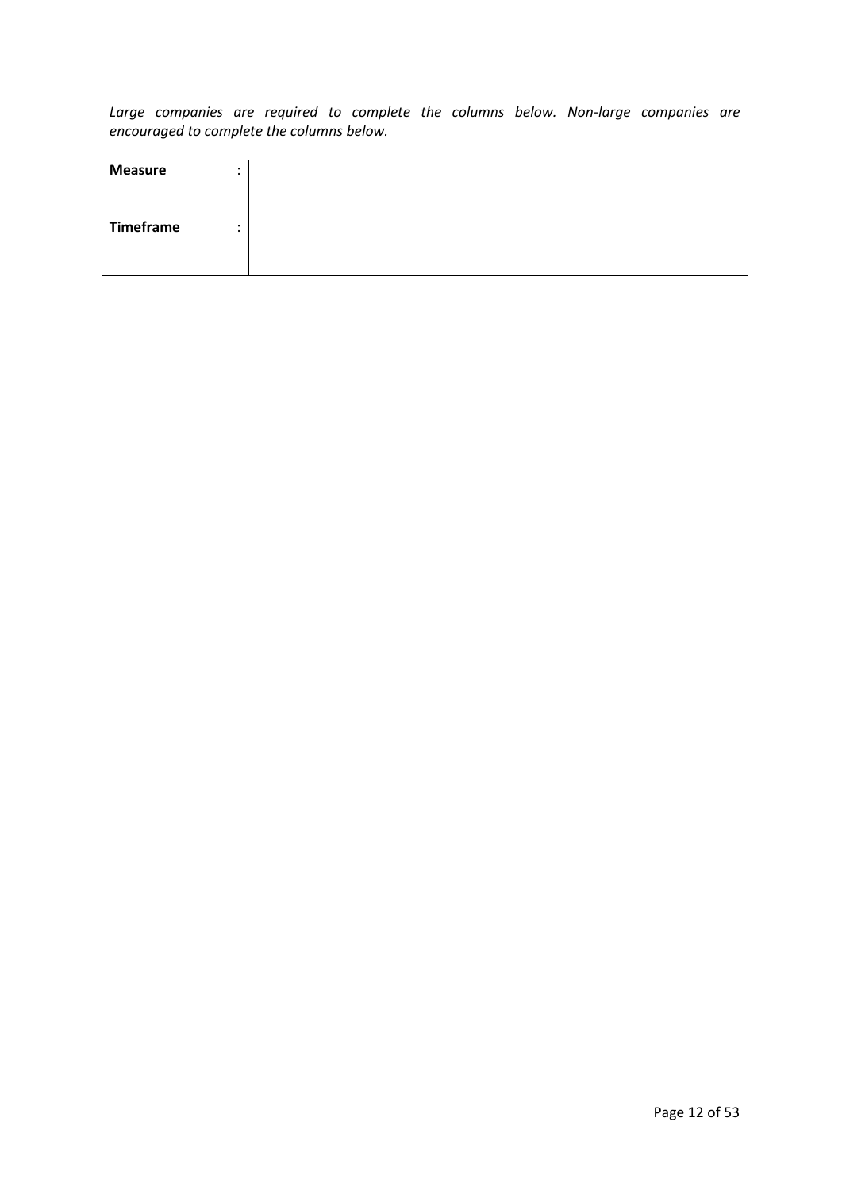*Large companies are required to complete the columns below. Non-large companies are encouraged to complete the columns below.*

| | | |
|---|---|---|
| **Measure** : | | |
| **Timeframe** : | | |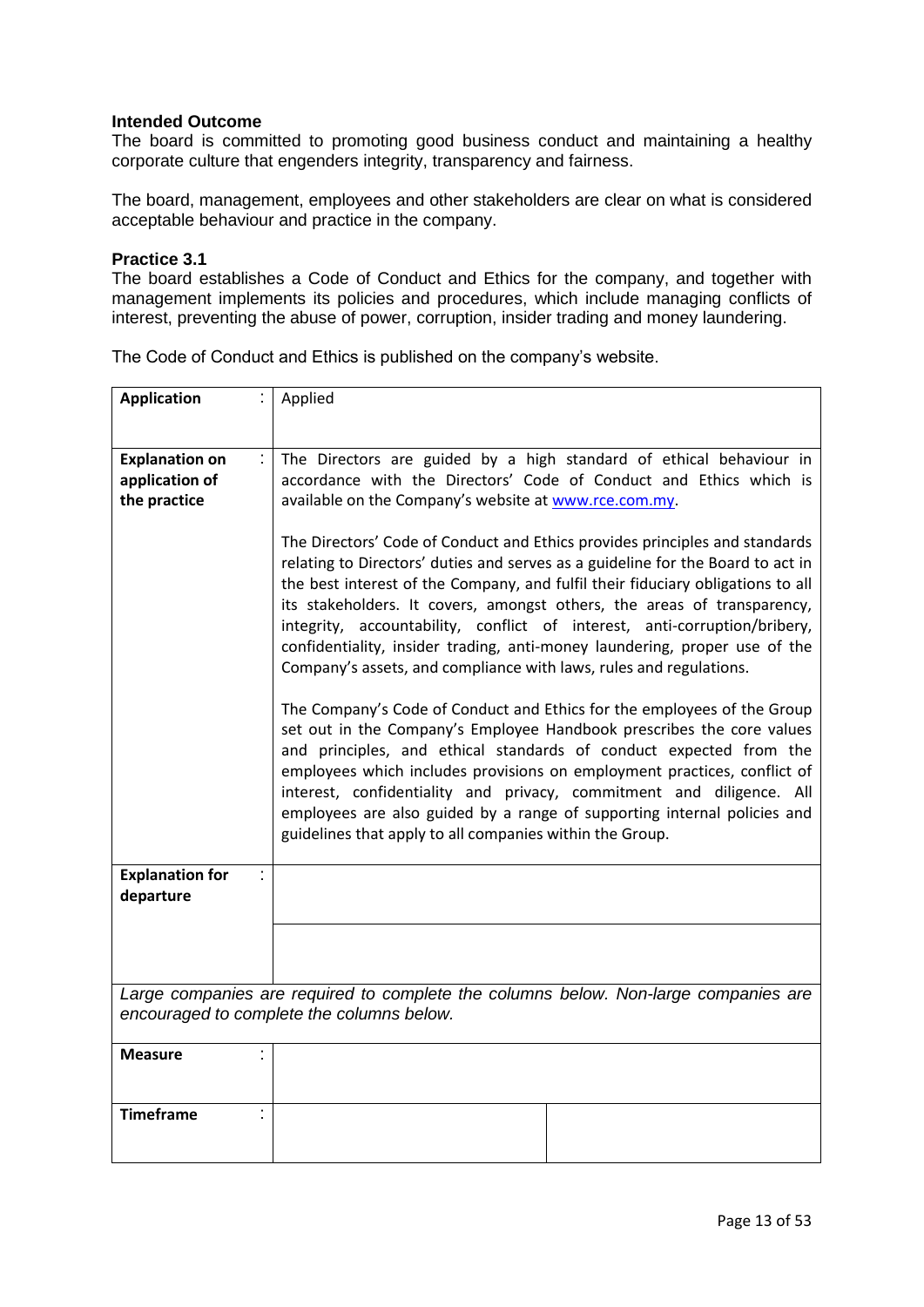**Intended Outcome**

The board is committed to promoting good business conduct and maintaining a healthy corporate culture that engenders integrity, transparency and fairness.

The board, management, employees and other stakeholders are clear on what is considered acceptable behaviour and practice in the company.

**Practice 3.1**

The board establishes a Code of Conduct and Ethics for the company, and together with management implements its policies and procedures, which include managing conflicts of interest, preventing the abuse of power, corruption, insider trading and money laundering.

The Code of Conduct and Ethics is published on the company's website.

| | | |
|---|---|---|
| **Application** : | Applied | |
| **Explanation on application of the practice** : | The Directors are guided by a high standard of ethical behaviour in accordance with the Directors' Code of Conduct and Ethics which is available on the Company's website at www.rce.com.my.<br><br>The Directors' Code of Conduct and Ethics provides principles and standards relating to Directors' duties and serves as a guideline for the Board to act in the best interest of the Company, and fulfil their fiduciary obligations to all its stakeholders. It covers, amongst others, the areas of transparency, integrity, accountability, conflict of interest, anti-corruption/bribery, confidentiality, insider trading, anti-money laundering, proper use of the Company's assets, and compliance with laws, rules and regulations.<br><br>The Company's Code of Conduct and Ethics for the employees of the Group set out in the Company's Employee Handbook prescribes the core values and principles, and ethical standards of conduct expected from the employees which includes provisions on employment practices, conflict of interest, confidentiality and privacy, commitment and diligence. All employees are also guided by a range of supporting internal policies and guidelines that apply to all companies within the Group. | |
| **Explanation for departure** : | | |
| | | |
| *Large companies are required to complete the columns below. Non-large companies are encouraged to complete the columns below.* | | |
| **Measure** : | | |
| **Timeframe** : | | |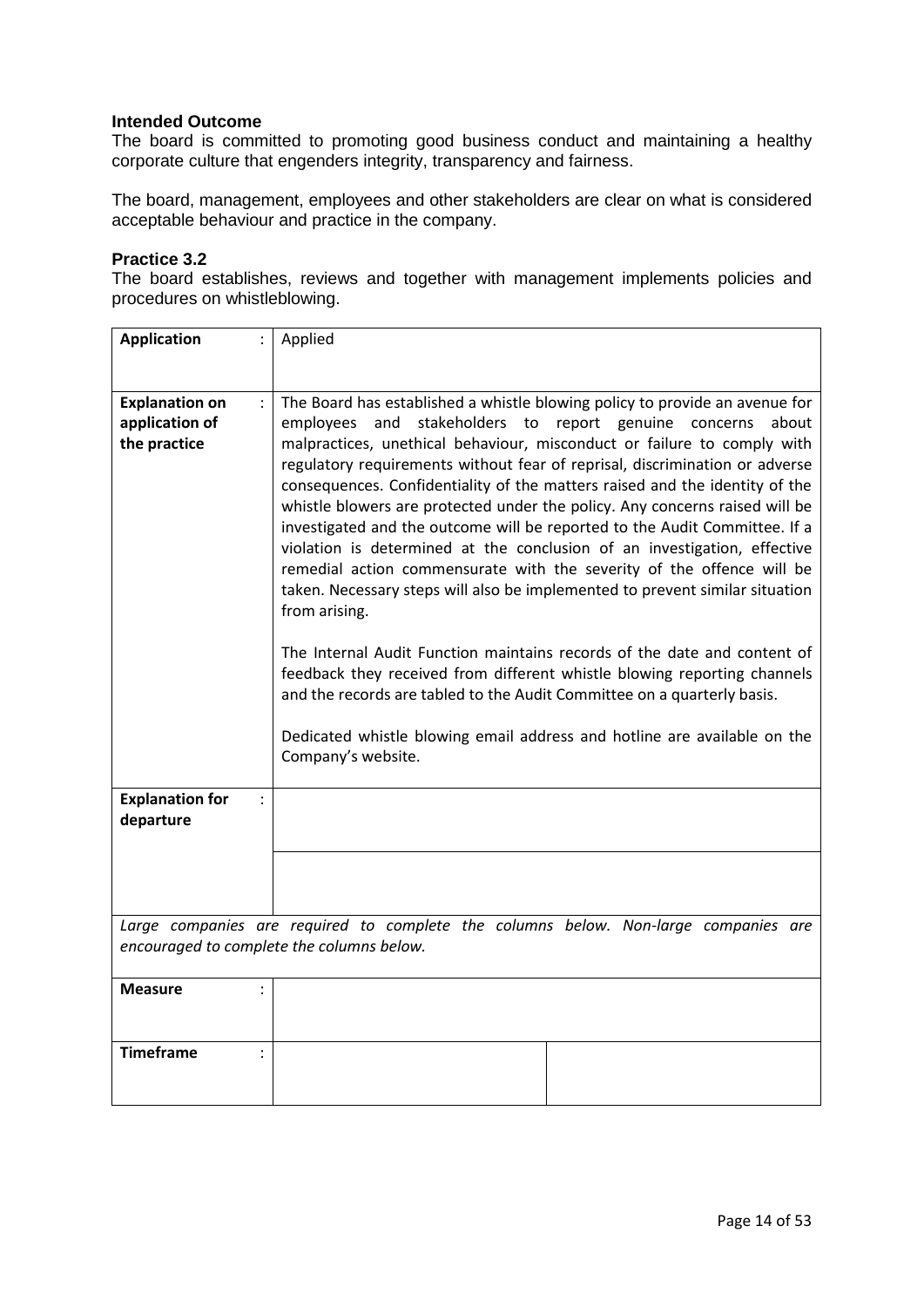### Intended Outcome

The board is committed to promoting good business conduct and maintaining a healthy corporate culture that engenders integrity, transparency and fairness.

The board, management, employees and other stakeholders are clear on what is considered acceptable behaviour and practice in the company.

### Practice 3.2

The board establishes, reviews and together with management implements policies and procedures on whistleblowing.

| **Application** : | Applied | |
|---|---|---|
| **Explanation on application of the practice** : | The Board has established a whistle blowing policy to provide an avenue for employees and stakeholders to report genuine concerns about malpractices, unethical behaviour, misconduct or failure to comply with regulatory requirements without fear of reprisal, discrimination or adverse consequences. Confidentiality of the matters raised and the identity of the whistle blowers are protected under the policy. Any concerns raised will be investigated and the outcome will be reported to the Audit Committee. If a violation is determined at the conclusion of an investigation, effective remedial action commensurate with the severity of the offence will be taken. Necessary steps will also be implemented to prevent similar situation from arising.<br><br>The Internal Audit Function maintains records of the date and content of feedback they received from different whistle blowing reporting channels and the records are tabled to the Audit Committee on a quarterly basis.<br><br>Dedicated whistle blowing email address and hotline are available on the Company's website. | |
| **Explanation for departure** : | | |
| | | |
| *Large companies are required to complete the columns below. Non-large companies are encouraged to complete the columns below.* | | |
| **Measure** : | | |
| **Timeframe** : | | |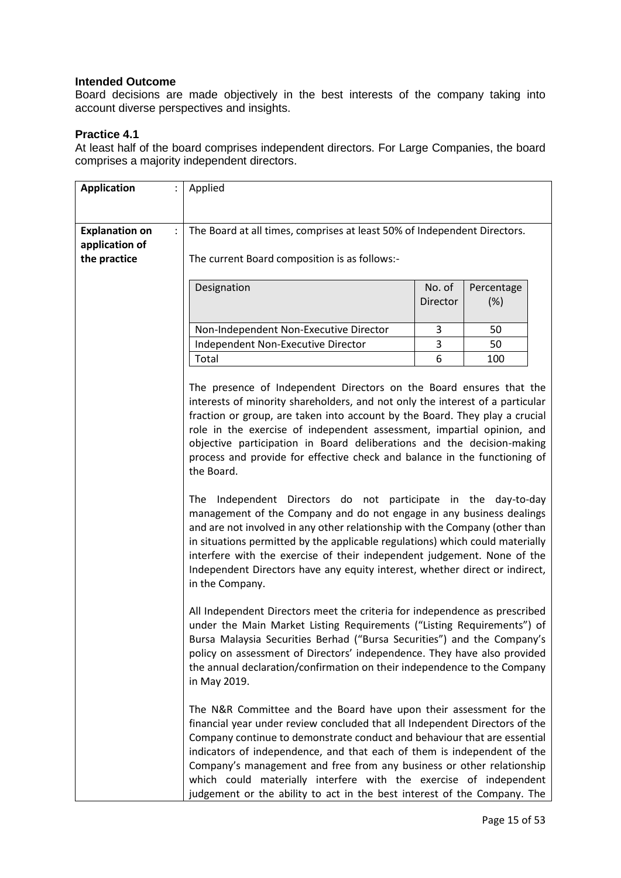**Intended Outcome**

Board decisions are made objectively in the best interests of the company taking into account diverse perspectives and insights.

**Practice 4.1**

At least half of the board comprises independent directors. For Large Companies, the board comprises a majority independent directors.

| | |
|---|---|
| **Application** : | Applied |
| **Explanation on application of the practice** : | The Board at all times, comprises at least 50% of Independent Directors.<br><br>The current Board composition is as follows:-<br><br>Designation / No. of Director / Percentage (%)<br>Non-Independent Non-Executive Director / 3 / 50<br>Independent Non-Executive Director / 3 / 50<br>Total / 6 / 100<br><br>The presence of Independent Directors on the Board ensures that the interests of minority shareholders, and not only the interest of a particular fraction or group, are taken into account by the Board. They play a crucial role in the exercise of independent assessment, impartial opinion, and objective participation in Board deliberations and the decision-making process and provide for effective check and balance in the functioning of the Board.<br><br>The Independent Directors do not participate in the day-to-day management of the Company and do not engage in any business dealings and are not involved in any other relationship with the Company (other than in situations permitted by the applicable regulations) which could materially interfere with the exercise of their independent judgement. None of the Independent Directors have any equity interest, whether direct or indirect, in the Company.<br><br>All Independent Directors meet the criteria for independence as prescribed under the Main Market Listing Requirements ("Listing Requirements") of Bursa Malaysia Securities Berhad ("Bursa Securities") and the Company's policy on assessment of Directors' independence. They have also provided the annual declaration/confirmation on their independence to the Company in May 2019.<br><br>The N&R Committee and the Board have upon their assessment for the financial year under review concluded that all Independent Directors of the Company continue to demonstrate conduct and behaviour that are essential indicators of independence, and that each of them is independent of the Company's management and free from any business or other relationship which could materially interfere with the exercise of independent judgement or the ability to act in the best interest of the Company. The |

| Designation | No. of Director | Percentage (%) |
|---|---|---|
| Non-Independent Non-Executive Director | 3 | 50 |
| Independent Non-Executive Director | 3 | 50 |
| Total | 6 | 100 |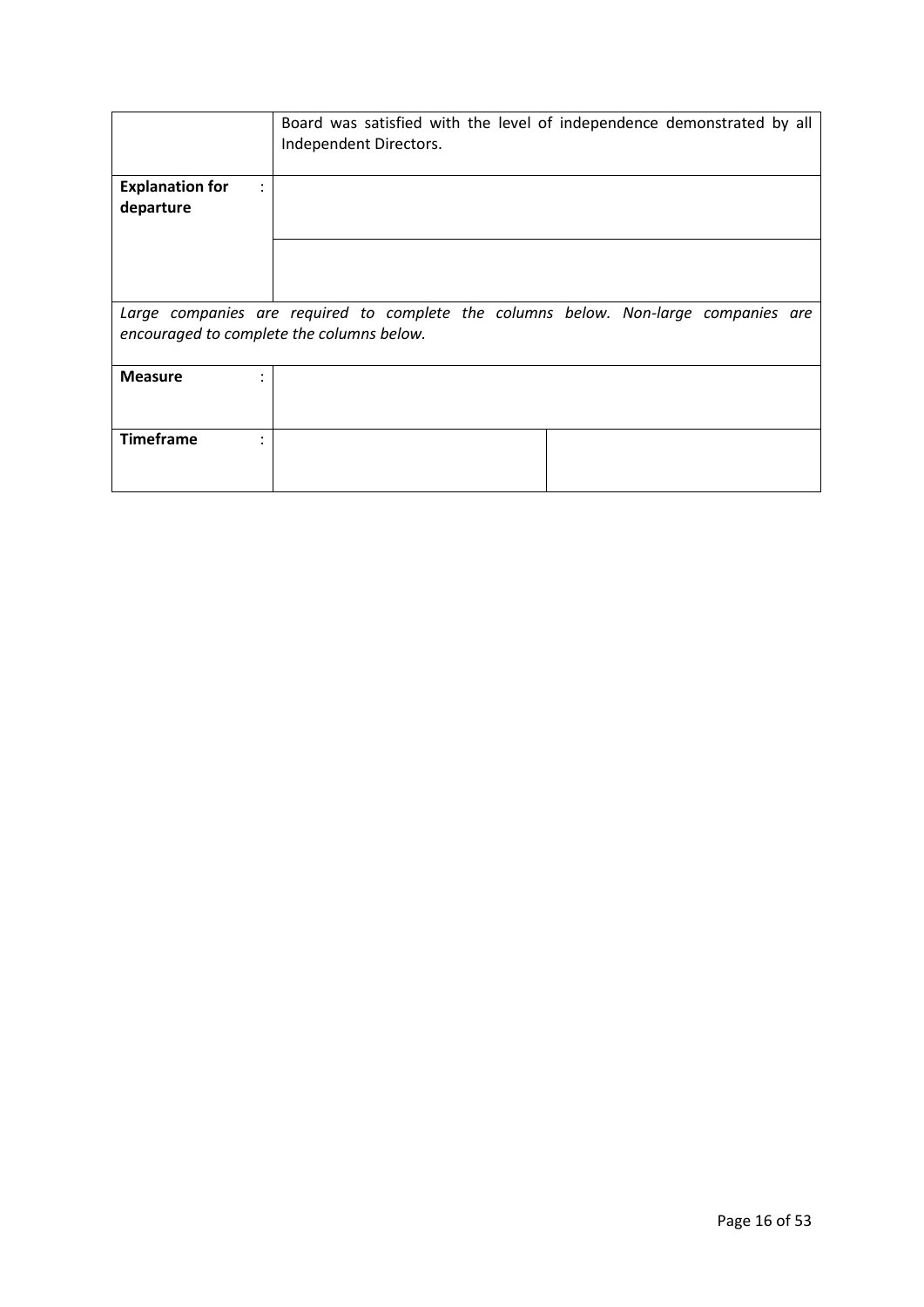|  |  |  |
|---|---|---|
|  | Board was satisfied with the level of independence demonstrated by all Independent Directors. | |
| **Explanation for departure** : |  | |
|  |  | |
| *Large companies are required to complete the columns below. Non-large companies are encouraged to complete the columns below.* | | |
| **Measure** : |  | |
| **Timeframe** : |  |  |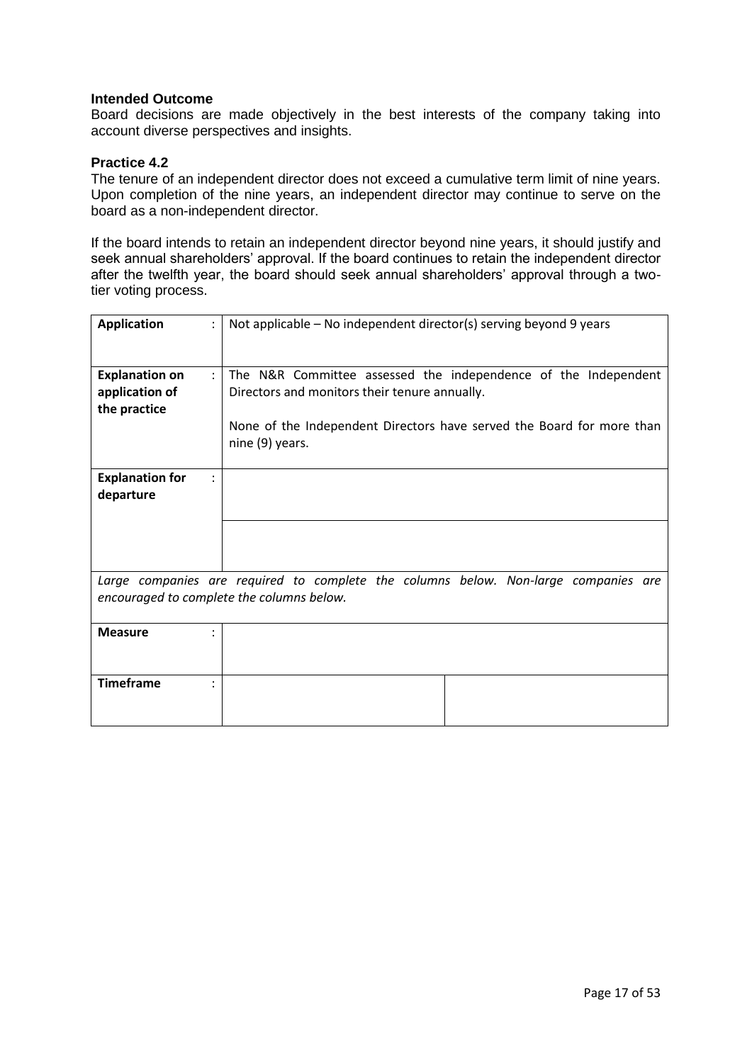**Intended Outcome**
Board decisions are made objectively in the best interests of the company taking into account diverse perspectives and insights.

**Practice 4.2**
The tenure of an independent director does not exceed a cumulative term limit of nine years. Upon completion of the nine years, an independent director may continue to serve on the board as a non-independent director.

If the board intends to retain an independent director beyond nine years, it should justify and seek annual shareholders' approval. If the board continues to retain the independent director after the twelfth year, the board should seek annual shareholders' approval through a two-tier voting process.

| | | |
|---|---|---|
| **Application** : | Not applicable – No independent director(s) serving beyond 9 years | |
| **Explanation on application of the practice** : | The N&R Committee assessed the independence of the Independent Directors and monitors their tenure annually.<br><br>None of the Independent Directors have served the Board for more than nine (9) years. | |
| **Explanation for departure** : | | |
| | | |
| *Large companies are required to complete the columns below. Non-large companies are encouraged to complete the columns below.* | | |
| **Measure** : | | |
| **Timeframe** : | | |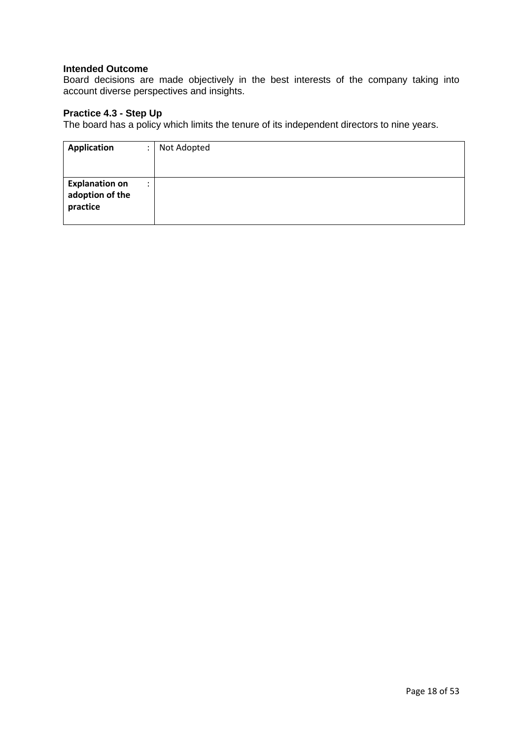**Intended Outcome**

Board decisions are made objectively in the best interests of the company taking into account diverse perspectives and insights.

**Practice 4.3 - Step Up**

The board has a policy which limits the tenure of its independent directors to nine years.

| | |
|---|---|
| **Application** : | Not Adopted |
| **Explanation on adoption of the practice** : | |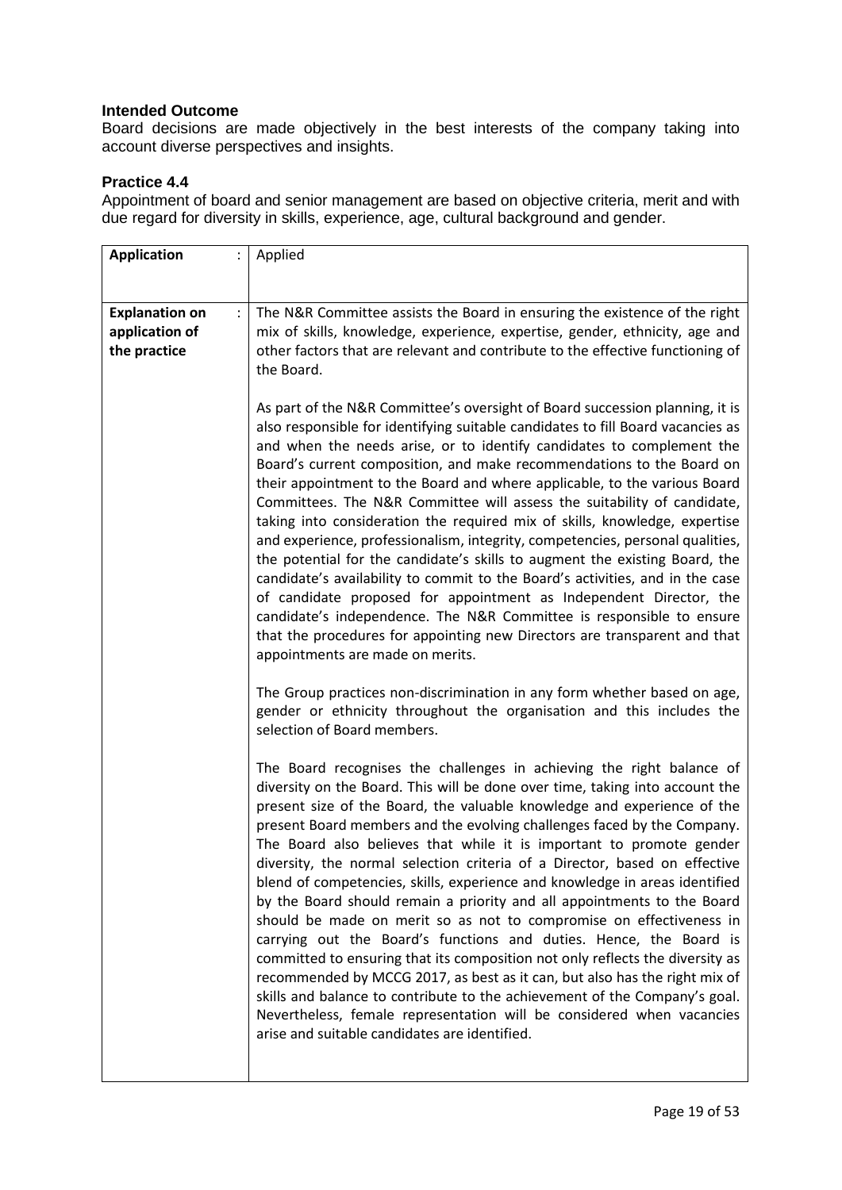**Intended Outcome**

Board decisions are made objectively in the best interests of the company taking into account diverse perspectives and insights.

**Practice 4.4**

Appointment of board and senior management are based on objective criteria, merit and with due regard for diversity in skills, experience, age, cultural background and gender.

| | | |
|---|---|---|
| **Application** | : | Applied |
| **Explanation on application of the practice** | : | The N&R Committee assists the Board in ensuring the existence of the right mix of skills, knowledge, experience, expertise, gender, ethnicity, age and other factors that are relevant and contribute to the effective functioning of the Board.<br><br>As part of the N&R Committee's oversight of Board succession planning, it is also responsible for identifying suitable candidates to fill Board vacancies as and when the needs arise, or to identify candidates to complement the Board's current composition, and make recommendations to the Board on their appointment to the Board and where applicable, to the various Board Committees. The N&R Committee will assess the suitability of candidate, taking into consideration the required mix of skills, knowledge, expertise and experience, professionalism, integrity, competencies, personal qualities, the potential for the candidate's skills to augment the existing Board, the candidate's availability to commit to the Board's activities, and in the case of candidate proposed for appointment as Independent Director, the candidate's independence. The N&R Committee is responsible to ensure that the procedures for appointing new Directors are transparent and that appointments are made on merits.<br><br>The Group practices non-discrimination in any form whether based on age, gender or ethnicity throughout the organisation and this includes the selection of Board members.<br><br>The Board recognises the challenges in achieving the right balance of diversity on the Board. This will be done over time, taking into account the present size of the Board, the valuable knowledge and experience of the present Board members and the evolving challenges faced by the Company. The Board also believes that while it is important to promote gender diversity, the normal selection criteria of a Director, based on effective blend of competencies, skills, experience and knowledge in areas identified by the Board should remain a priority and all appointments to the Board should be made on merit so as not to compromise on effectiveness in carrying out the Board's functions and duties. Hence, the Board is committed to ensuring that its composition not only reflects the diversity as recommended by MCCG 2017, as best as it can, but also has the right mix of skills and balance to contribute to the achievement of the Company's goal. Nevertheless, female representation will be considered when vacancies arise and suitable candidates are identified. |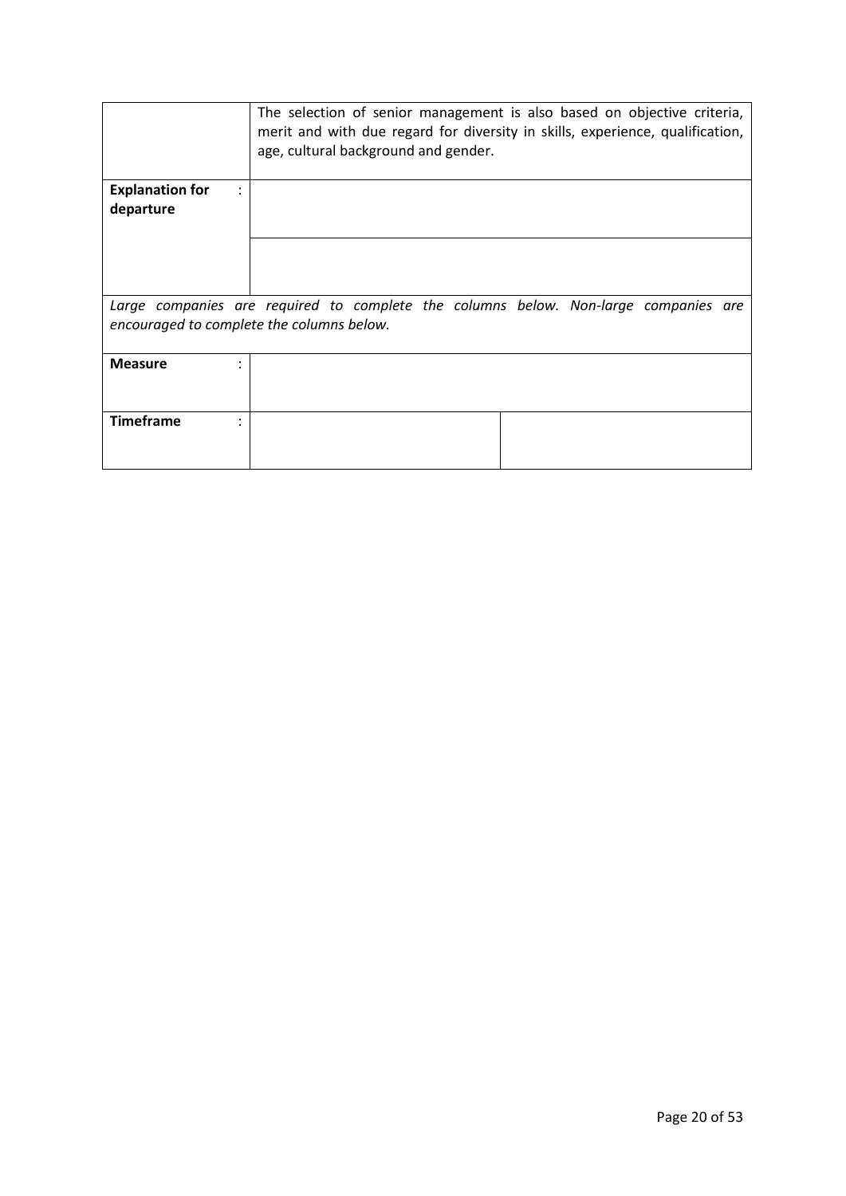| | |
|---|---|
| | The selection of senior management is also based on objective criteria, merit and with due regard for diversity in skills, experience, qualification, age, cultural background and gender. |
| **Explanation for departure** : | |
| | |

*Large companies are required to complete the columns below. Non-large companies are encouraged to complete the columns below.*

| | | |
|---|---|---|
| **Measure** : | | |
| **Timeframe** : | | |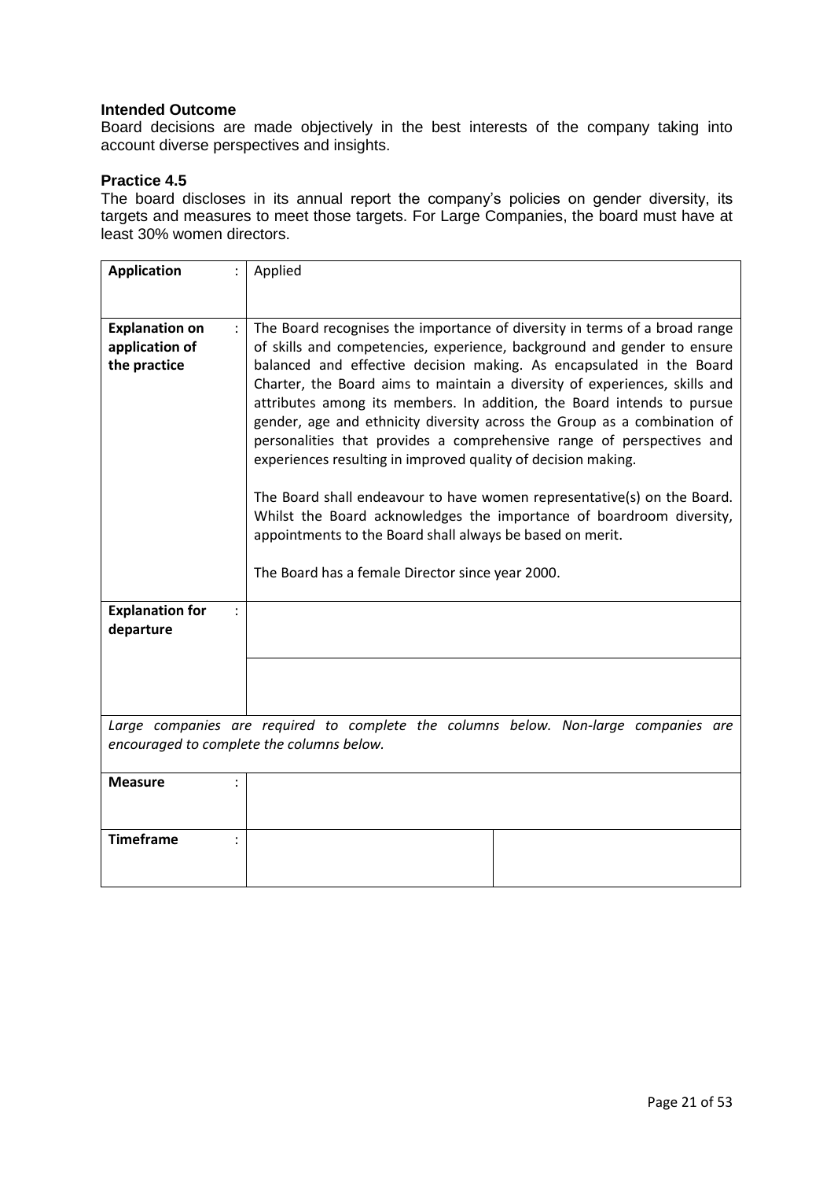### Intended Outcome

Board decisions are made objectively in the best interests of the company taking into account diverse perspectives and insights.

### Practice 4.5

The board discloses in its annual report the company's policies on gender diversity, its targets and measures to meet those targets. For Large Companies, the board must have at least 30% women directors.

| | | | |
|---|---|---|---|
| **Application** | : | Applied | |
| **Explanation on application of the practice** | : | The Board recognises the importance of diversity in terms of a broad range of skills and competencies, experience, background and gender to ensure balanced and effective decision making. As encapsulated in the Board Charter, the Board aims to maintain a diversity of experiences, skills and attributes among its members. In addition, the Board intends to pursue gender, age and ethnicity diversity across the Group as a combination of personalities that provides a comprehensive range of perspectives and experiences resulting in improved quality of decision making.<br><br>The Board shall endeavour to have women representative(s) on the Board. Whilst the Board acknowledges the importance of boardroom diversity, appointments to the Board shall always be based on merit.<br><br>The Board has a female Director since year 2000. | |
| **Explanation for departure** | : | | |
| | | | |
| *Large companies are required to complete the columns below. Non-large companies are encouraged to complete the columns below.* | | | |
| **Measure** | : | | |
| **Timeframe** | : | | |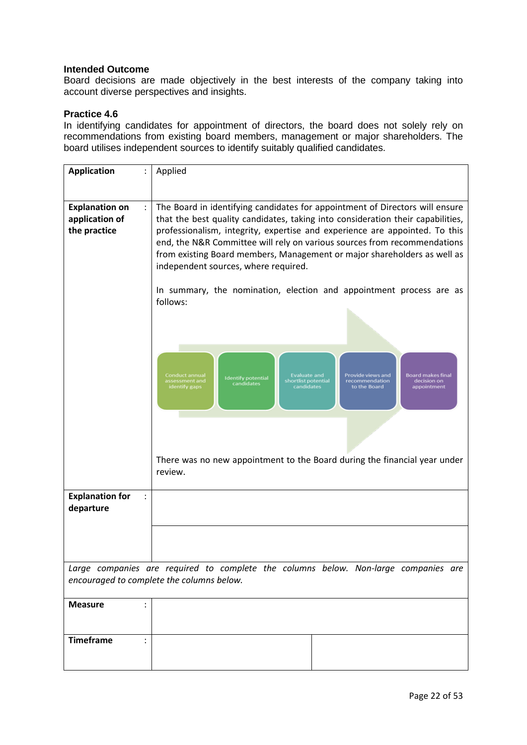**Intended Outcome**

Board decisions are made objectively in the best interests of the company taking into account diverse perspectives and insights.

**Practice 4.6**

In identifying candidates for appointment of directors, the board does not solely rely on recommendations from existing board members, management or major shareholders. The board utilises independent sources to identify suitably qualified candidates.

| | |
|---|---|
| **Application** : | Applied |
| **Explanation on application of the practice** : | The Board in identifying candidates for appointment of Directors will ensure that the best quality candidates, taking into consideration their capabilities, professionalism, integrity, expertise and experience are appointed. To this end, the N&R Committee will rely on various sources from recommendations from existing Board members, Management or major shareholders as well as independent sources, where required.<br><br>In summary, the nomination, election and appointment process are as follows:<br><br>Conduct annual assessment and identify gaps → Identify potential candidates → Evaluate and shortlist potential candidates → Provide views and recommendation to the Board → Board makes final decision on appointment<br><br>There was no new appointment to the Board during the financial year under review. |
| **Explanation for departure** : | |
| *Large companies are required to complete the columns below. Non-large companies are encouraged to complete the columns below.* | |
| **Measure** : | |
| **Timeframe** : | |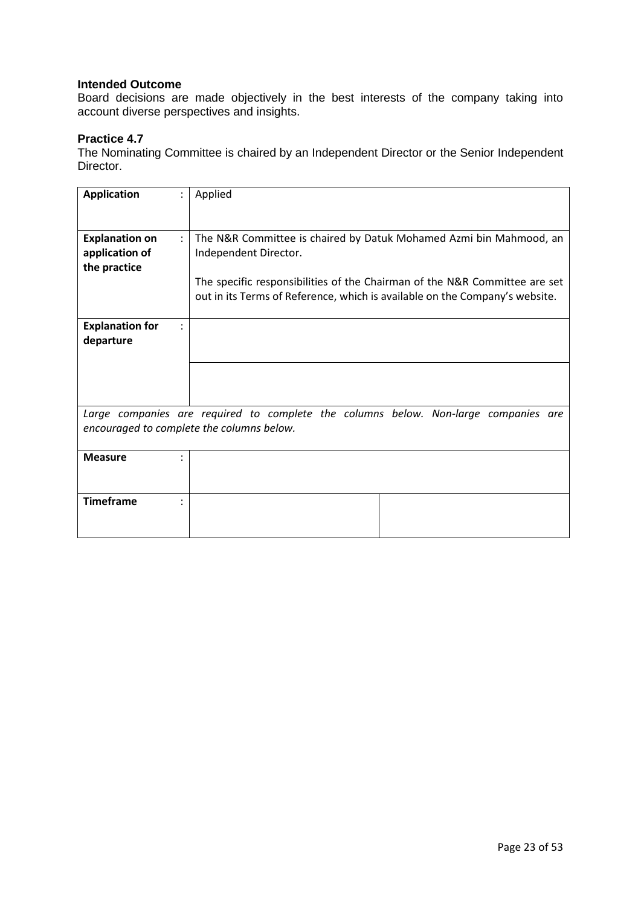### Intended Outcome

Board decisions are made objectively in the best interests of the company taking into account diverse perspectives and insights.

### Practice 4.7

The Nominating Committee is chaired by an Independent Director or the Senior Independent Director.

| | | |
|---|---|---|
| **Application** : | Applied | |
| **Explanation on application of the practice** : | The N&R Committee is chaired by Datuk Mohamed Azmi bin Mahmood, an Independent Director.<br><br>The specific responsibilities of the Chairman of the N&R Committee are set out in its Terms of Reference, which is available on the Company's website. | |
| **Explanation for departure** : | | |
| | | |
| *Large companies are required to complete the columns below. Non-large companies are encouraged to complete the columns below.* | | |
| **Measure** : | | |
| **Timeframe** : | | |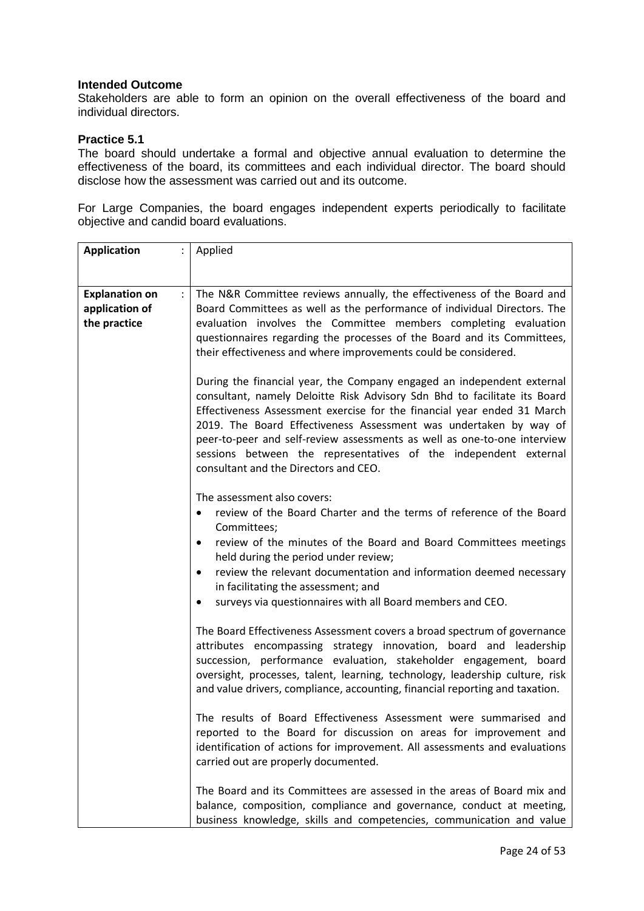**Intended Outcome**

Stakeholders are able to form an opinion on the overall effectiveness of the board and individual directors.

**Practice 5.1**

The board should undertake a formal and objective annual evaluation to determine the effectiveness of the board, its committees and each individual director. The board should disclose how the assessment was carried out and its outcome.

For Large Companies, the board engages independent experts periodically to facilitate objective and candid board evaluations.

| | |
|---|---|
| **Application** : | Applied |
| **Explanation on application of the practice** : | The N&R Committee reviews annually, the effectiveness of the Board and Board Committees as well as the performance of individual Directors. The evaluation involves the Committee members completing evaluation questionnaires regarding the processes of the Board and its Committees, their effectiveness and where improvements could be considered.<br><br>During the financial year, the Company engaged an independent external consultant, namely Deloitte Risk Advisory Sdn Bhd to facilitate its Board Effectiveness Assessment exercise for the financial year ended 31 March 2019. The Board Effectiveness Assessment was undertaken by way of peer-to-peer and self-review assessments as well as one-to-one interview sessions between the representatives of the independent external consultant and the Directors and CEO.<br><br>The assessment also covers:<br>• review of the Board Charter and the terms of reference of the Board Committees;<br>• review of the minutes of the Board and Board Committees meetings held during the period under review;<br>• review the relevant documentation and information deemed necessary in facilitating the assessment; and<br>• surveys via questionnaires with all Board members and CEO.<br><br>The Board Effectiveness Assessment covers a broad spectrum of governance attributes encompassing strategy innovation, board and leadership succession, performance evaluation, stakeholder engagement, board oversight, processes, talent, learning, technology, leadership culture, risk and value drivers, compliance, accounting, financial reporting and taxation.<br><br>The results of Board Effectiveness Assessment were summarised and reported to the Board for discussion on areas for improvement and identification of actions for improvement. All assessments and evaluations carried out are properly documented.<br><br>The Board and its Committees are assessed in the areas of Board mix and balance, composition, compliance and governance, conduct at meeting, business knowledge, skills and competencies, communication and value |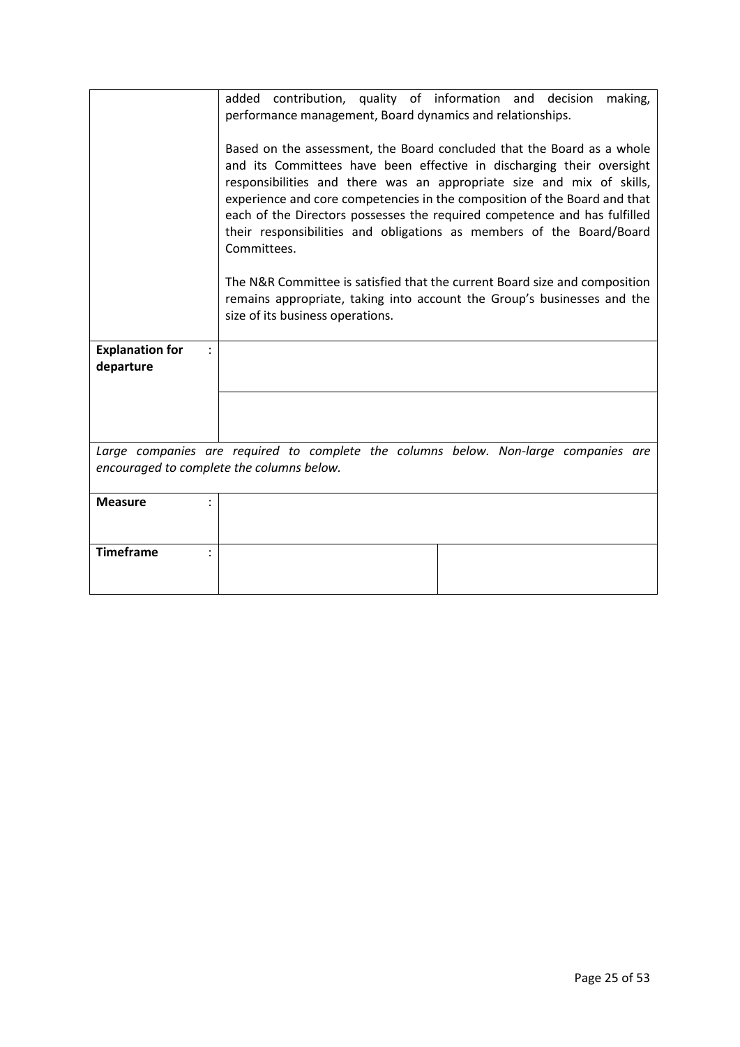| | |
|---|---|
| | added contribution, quality of information and decision making, performance management, Board dynamics and relationships.<br><br>Based on the assessment, the Board concluded that the Board as a whole and its Committees have been effective in discharging their oversight responsibilities and there was an appropriate size and mix of skills, experience and core competencies in the composition of the Board and that each of the Directors possesses the required competence and has fulfilled their responsibilities and obligations as members of the Board/Board Committees.<br><br>The N&R Committee is satisfied that the current Board size and composition remains appropriate, taking into account the Group's businesses and the size of its business operations. |
| **Explanation for departure** : | |
| | |

*Large companies are required to complete the columns below. Non-large companies are encouraged to complete the columns below.*

| | | |
|---|---|---|
| **Measure** : | | |
| **Timeframe** : | | |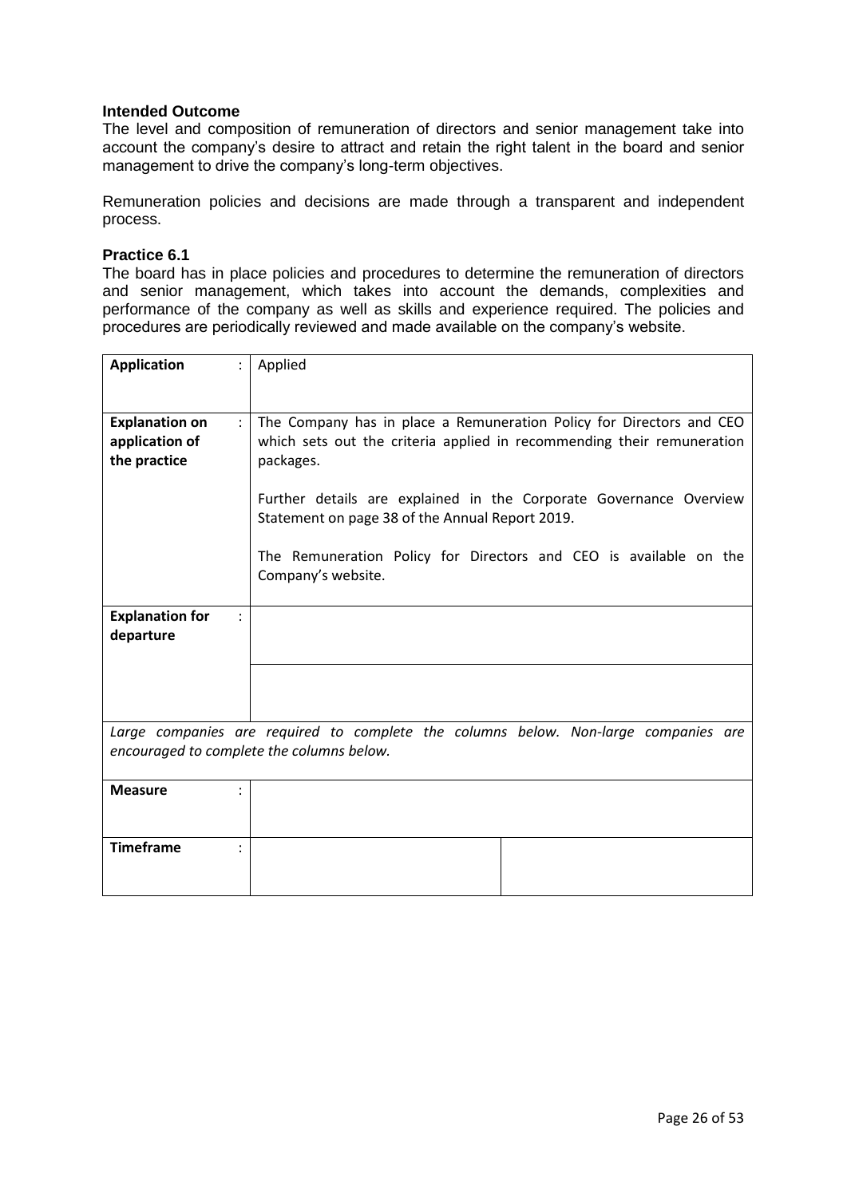### Intended Outcome

The level and composition of remuneration of directors and senior management take into account the company's desire to attract and retain the right talent in the board and senior management to drive the company's long-term objectives.

Remuneration policies and decisions are made through a transparent and independent process.

### Practice 6.1

The board has in place policies and procedures to determine the remuneration of directors and senior management, which takes into account the demands, complexities and performance of the company as well as skills and experience required. The policies and procedures are periodically reviewed and made available on the company's website.

| | | |
|---|---|---|
| **Application** : | Applied | |
| **Explanation on application of the practice** : | The Company has in place a Remuneration Policy for Directors and CEO which sets out the criteria applied in recommending their remuneration packages.<br><br>Further details are explained in the Corporate Governance Overview Statement on page 38 of the Annual Report 2019.<br><br>The Remuneration Policy for Directors and CEO is available on the Company's website. | |
| **Explanation for departure** : | | |
| | | |
| *Large companies are required to complete the columns below. Non-large companies are encouraged to complete the columns below.* | | |
| **Measure** : | | |
| **Timeframe** : | | |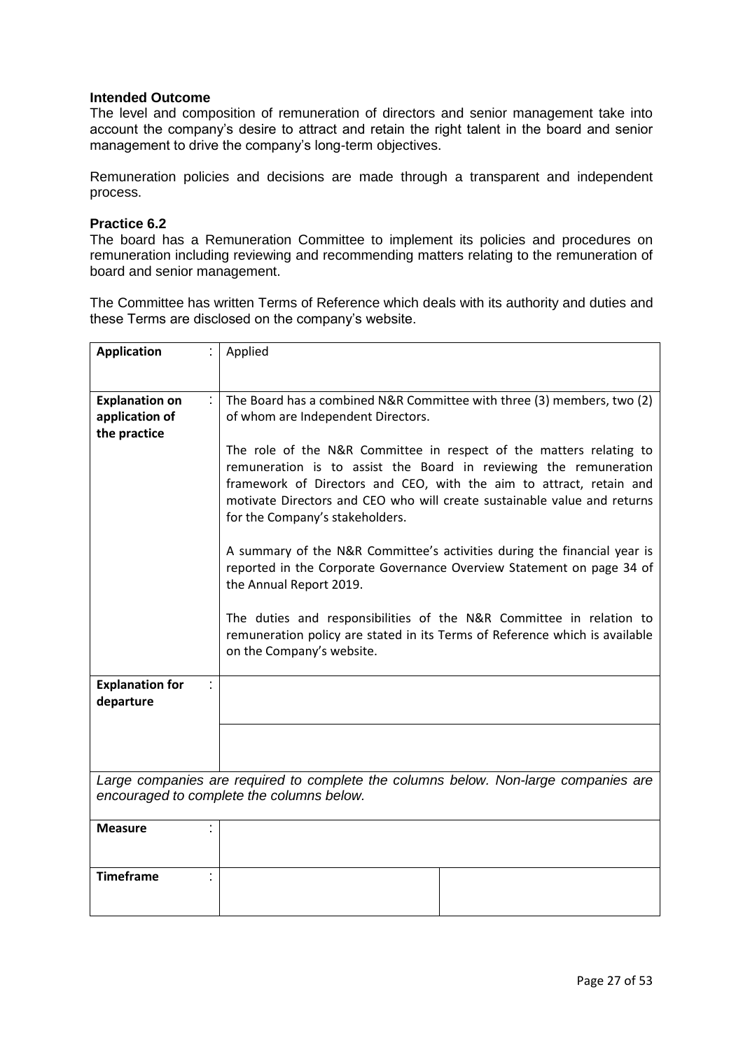### Intended Outcome

The level and composition of remuneration of directors and senior management take into account the company's desire to attract and retain the right talent in the board and senior management to drive the company's long-term objectives.

Remuneration policies and decisions are made through a transparent and independent process.

### Practice 6.2

The board has a Remuneration Committee to implement its policies and procedures on remuneration including reviewing and recommending matters relating to the remuneration of board and senior management.

The Committee has written Terms of Reference which deals with its authority and duties and these Terms are disclosed on the company's website.

| | | |
|---|---|---|
| **Application** : | Applied | |
| **Explanation on application of the practice** : | The Board has a combined N&R Committee with three (3) members, two (2) of whom are Independent Directors.<br><br>The role of the N&R Committee in respect of the matters relating to remuneration is to assist the Board in reviewing the remuneration framework of Directors and CEO, with the aim to attract, retain and motivate Directors and CEO who will create sustainable value and returns for the Company's stakeholders.<br><br>A summary of the N&R Committee's activities during the financial year is reported in the Corporate Governance Overview Statement on page 34 of the Annual Report 2019.<br><br>The duties and responsibilities of the N&R Committee in relation to remuneration policy are stated in its Terms of Reference which is available on the Company's website. | |
| **Explanation for departure** : | | |
| | | |
| *Large companies are required to complete the columns below. Non-large companies are encouraged to complete the columns below.* | | |
| **Measure** : | | |
| **Timeframe** : | | |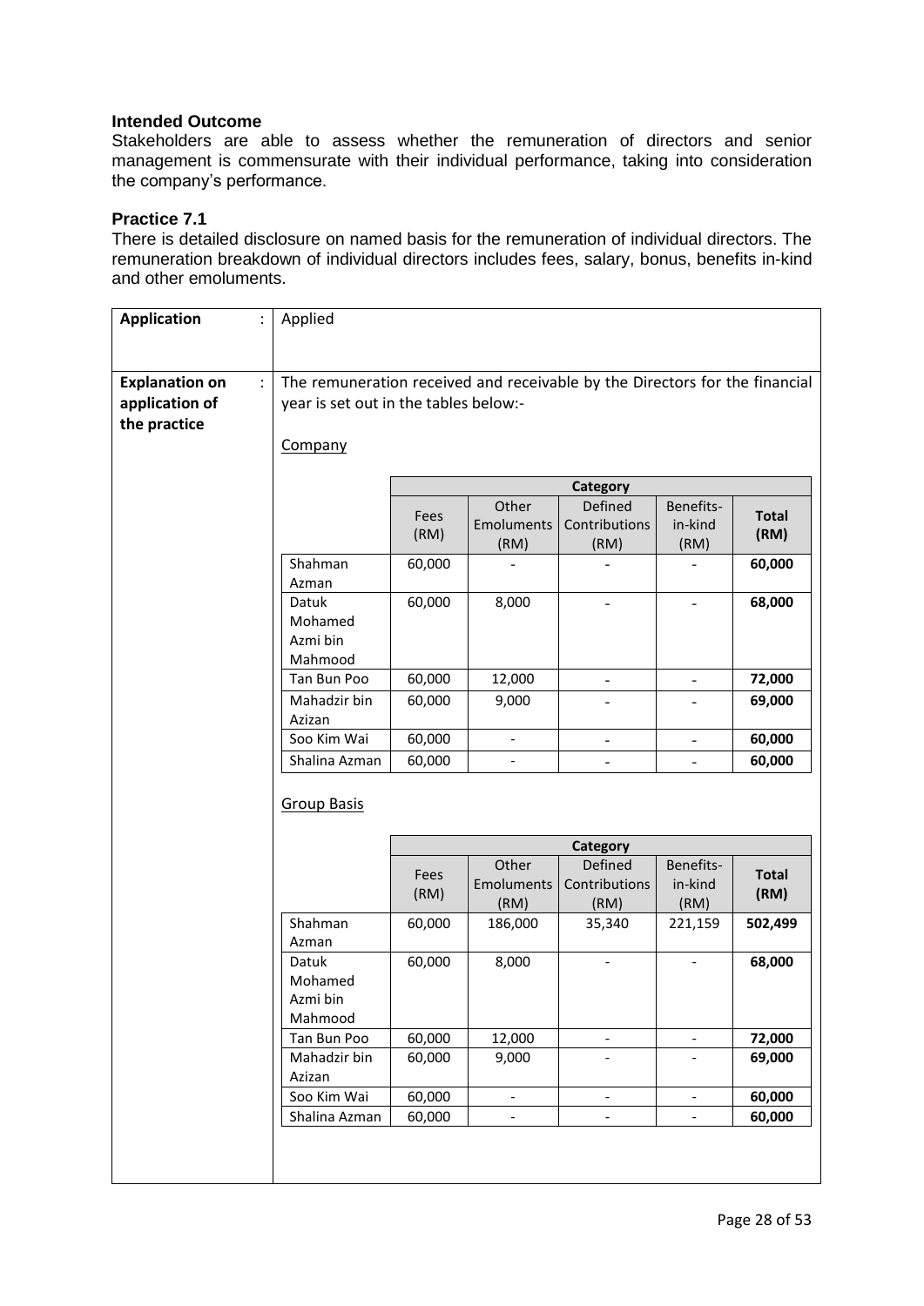**Intended Outcome**

Stakeholders are able to assess whether the remuneration of directors and senior management is commensurate with their individual performance, taking into consideration the company's performance.

**Practice 7.1**

There is detailed disclosure on named basis for the remuneration of individual directors. The remuneration breakdown of individual directors includes fees, salary, bonus, benefits in-kind and other emoluments.

**Application** : Applied

**Explanation on application of the practice** :

The remuneration received and receivable by the Directors for the financial year is set out in the tables below:-

Company

| | Category | | | | |
|---|---|---|---|---|---|
| | Fees (RM) | Other Emoluments (RM) | Defined Contributions (RM) | Benefits-in-kind (RM) | **Total (RM)** |
| Shahman Azman | 60,000 | - | - | - | **60,000** |
| Datuk Mohamed Azmi bin Mahmood | 60,000 | 8,000 | - | - | **68,000** |
| Tan Bun Poo | 60,000 | 12,000 | - | - | **72,000** |
| Mahadzir bin Azizan | 60,000 | 9,000 | - | - | **69,000** |
| Soo Kim Wai | 60,000 | - | - | - | **60,000** |
| Shalina Azman | 60,000 | - | - | - | **60,000** |

Group Basis

| | Category | | | | |
|---|---|---|---|---|---|
| | Fees (RM) | Other Emoluments (RM) | Defined Contributions (RM) | Benefits-in-kind (RM) | **Total (RM)** |
| Shahman Azman | 60,000 | 186,000 | 35,340 | 221,159 | **502,499** |
| Datuk Mohamed Azmi bin Mahmood | 60,000 | 8,000 | - | - | **68,000** |
| Tan Bun Poo | 60,000 | 12,000 | - | - | **72,000** |
| Mahadzir bin Azizan | 60,000 | 9,000 | - | - | **69,000** |
| Soo Kim Wai | 60,000 | - | - | - | **60,000** |
| Shalina Azman | 60,000 | - | - | - | **60,000** |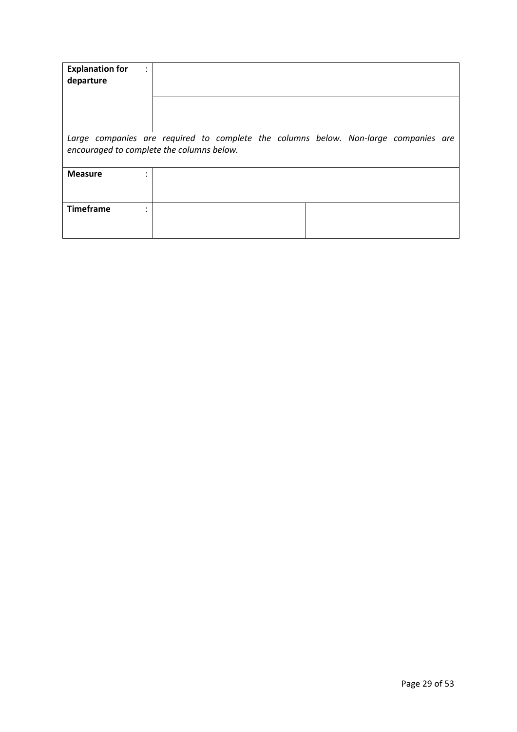| **Explanation for departure** | : | | |
|---|---|---|---|
| | | | |
| *Large companies are required to complete the columns below. Non-large companies are encouraged to complete the columns below.* | | | |
| **Measure** | : | | |
| **Timeframe** | : | | |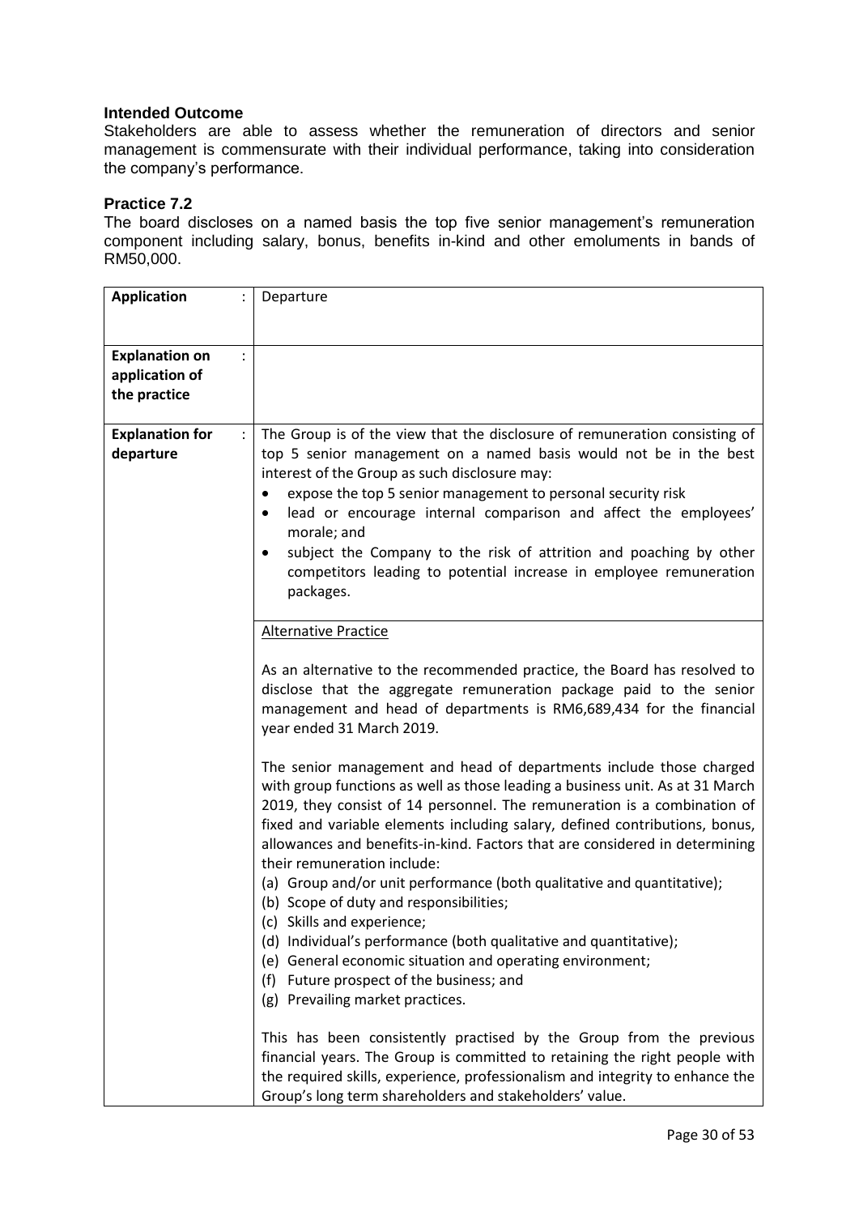### Intended Outcome

Stakeholders are able to assess whether the remuneration of directors and senior management is commensurate with their individual performance, taking into consideration the company's performance.

### Practice 7.2

The board discloses on a named basis the top five senior management's remuneration component including salary, bonus, benefits in-kind and other emoluments in bands of RM50,000.

| | | |
|---|---|---|
| **Application** | : | Departure |
| **Explanation on application of the practice** | : | |
| **Explanation for departure** | : | The Group is of the view that the disclosure of remuneration consisting of top 5 senior management on a named basis would not be in the best interest of the Group as such disclosure may:<br>• expose the top 5 senior management to personal security risk<br>• lead or encourage internal comparison and affect the employees' morale; and<br>• subject the Company to the risk of attrition and poaching by other competitors leading to potential increase in employee remuneration packages. |
| | | <u>Alternative Practice</u><br><br>As an alternative to the recommended practice, the Board has resolved to disclose that the aggregate remuneration package paid to the senior management and head of departments is RM6,689,434 for the financial year ended 31 March 2019.<br><br>The senior management and head of departments include those charged with group functions as well as those leading a business unit. As at 31 March 2019, they consist of 14 personnel. The remuneration is a combination of fixed and variable elements including salary, defined contributions, bonus, allowances and benefits-in-kind. Factors that are considered in determining their remuneration include:<br>(a) Group and/or unit performance (both qualitative and quantitative);<br>(b) Scope of duty and responsibilities;<br>(c) Skills and experience;<br>(d) Individual's performance (both qualitative and quantitative);<br>(e) General economic situation and operating environment;<br>(f) Future prospect of the business; and<br>(g) Prevailing market practices.<br><br>This has been consistently practised by the Group from the previous financial years. The Group is committed to retaining the right people with the required skills, experience, professionalism and integrity to enhance the Group's long term shareholders and stakeholders' value. |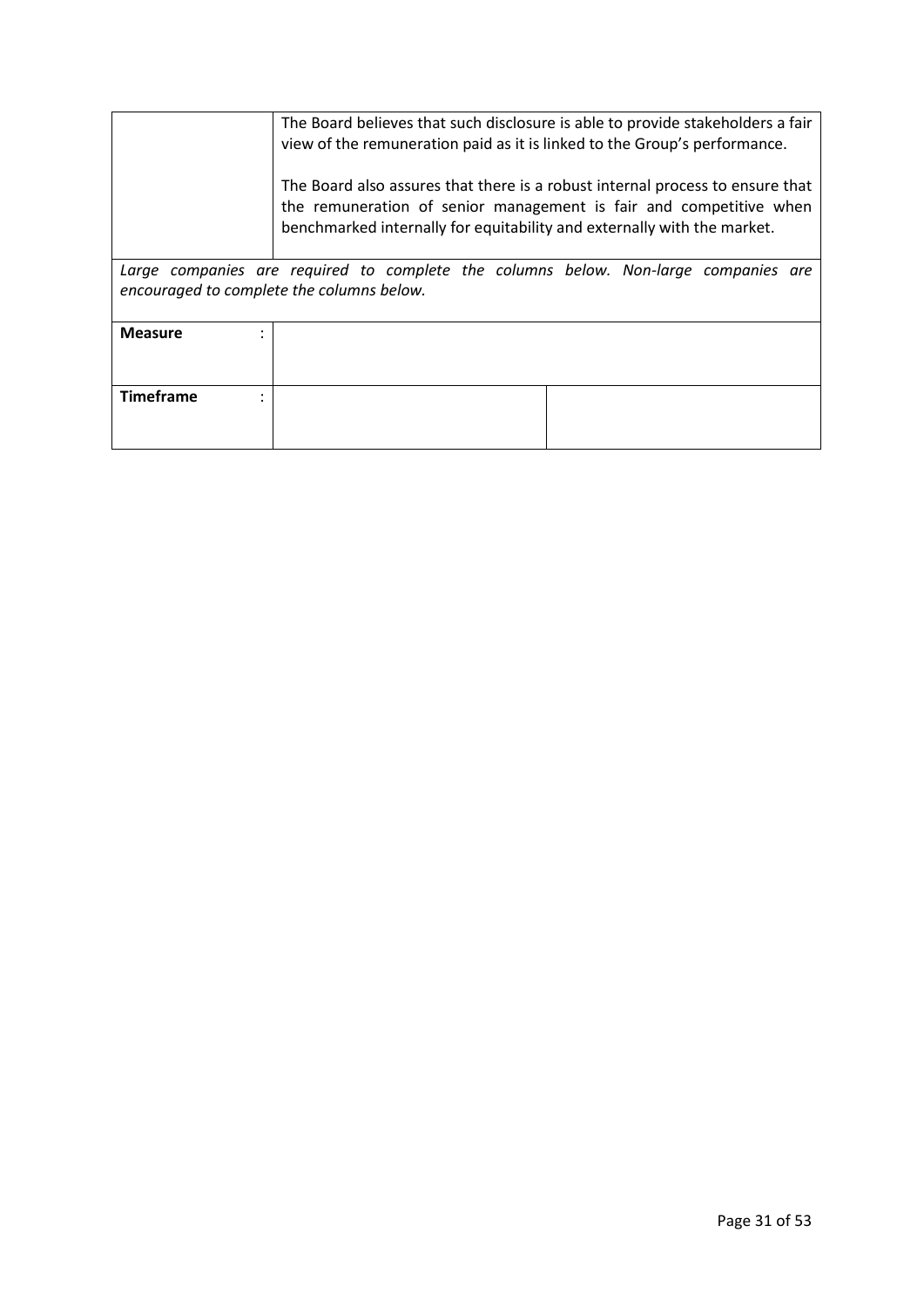|  | The Board believes that such disclosure is able to provide stakeholders a fair view of the remuneration paid as it is linked to the Group's performance.<br><br>The Board also assures that there is a robust internal process to ensure that the remuneration of senior management is fair and competitive when benchmarked internally for equitability and externally with the market. |
|---|---|

*Large companies are required to complete the columns below. Non-large companies are encouraged to complete the columns below.*

| **Measure** : | | |
|---|---|---|
| **Timeframe** : | | |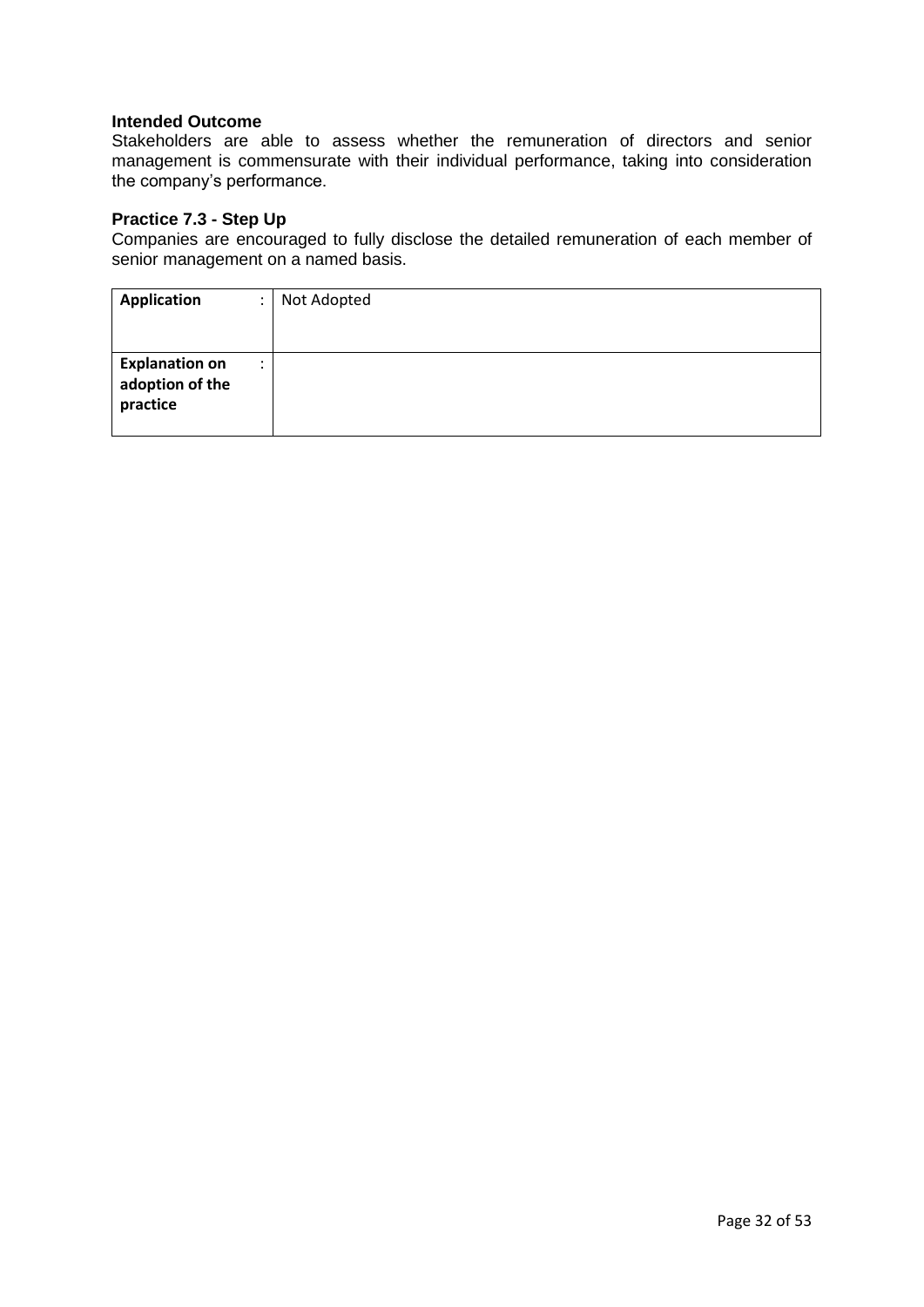**Intended Outcome**

Stakeholders are able to assess whether the remuneration of directors and senior management is commensurate with their individual performance, taking into consideration the company's performance.

**Practice 7.3 - Step Up**

Companies are encouraged to fully disclose the detailed remuneration of each member of senior management on a named basis.

| **Application** | : | Not Adopted |
|---|---|---|
| **Explanation on adoption of the practice** | : | |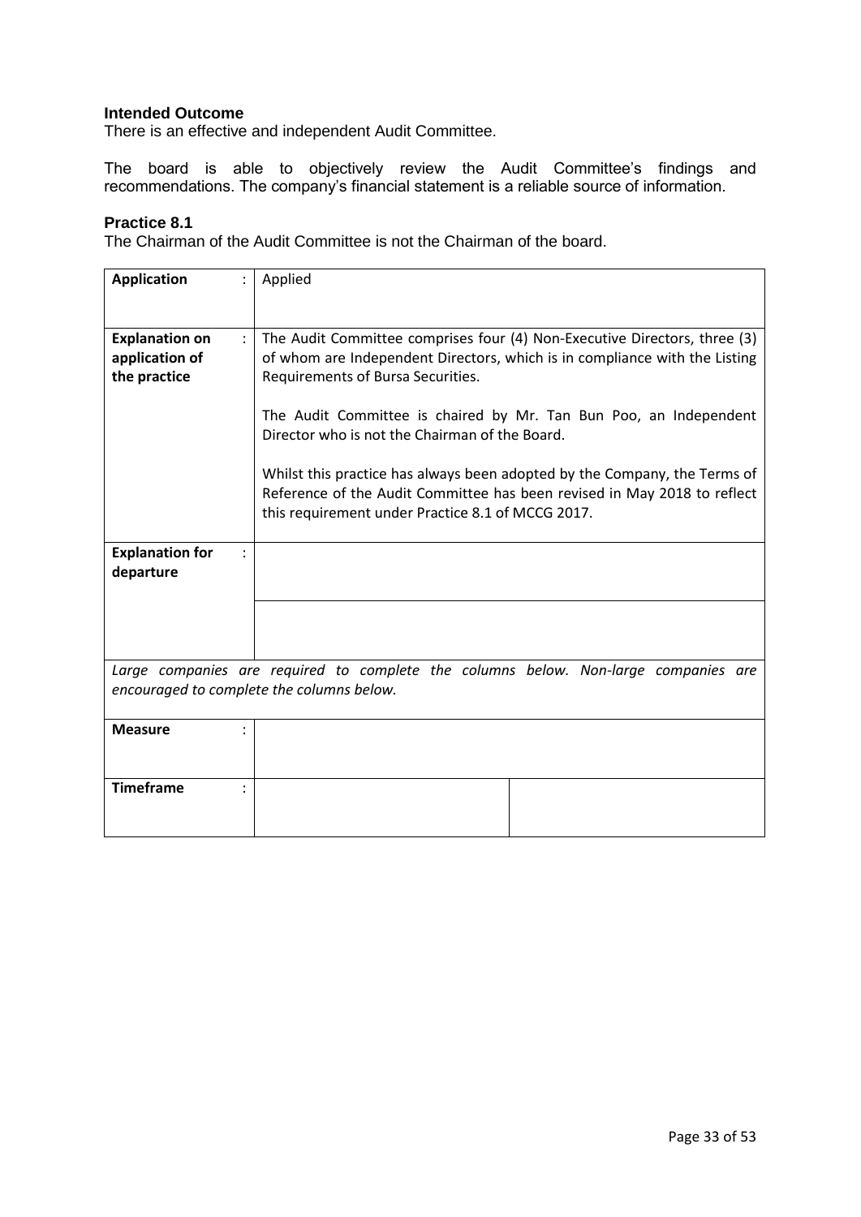**Intended Outcome**

There is an effective and independent Audit Committee.

The board is able to objectively review the Audit Committee's findings and recommendations. The company's financial statement is a reliable source of information.

**Practice 8.1**

The Chairman of the Audit Committee is not the Chairman of the board.

| | | |
|---|---|---|
| **Application** : | Applied | |
| **Explanation on application of the practice** : | The Audit Committee comprises four (4) Non-Executive Directors, three (3) of whom are Independent Directors, which is in compliance with the Listing Requirements of Bursa Securities.<br><br>The Audit Committee is chaired by Mr. Tan Bun Poo, an Independent Director who is not the Chairman of the Board.<br><br>Whilst this practice has always been adopted by the Company, the Terms of Reference of the Audit Committee has been revised in May 2018 to reflect this requirement under Practice 8.1 of MCCG 2017. | |
| **Explanation for departure** : | | |
| | | |
| *Large companies are required to complete the columns below. Non-large companies are encouraged to complete the columns below.* | | |
| **Measure** : | | |
| **Timeframe** : | | |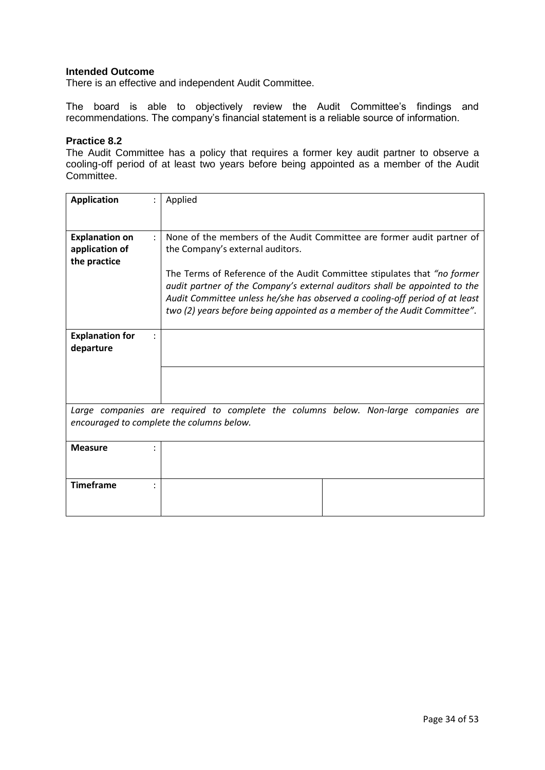**Intended Outcome**

There is an effective and independent Audit Committee.

The board is able to objectively review the Audit Committee's findings and recommendations. The company's financial statement is a reliable source of information.

**Practice 8.2**

The Audit Committee has a policy that requires a former key audit partner to observe a cooling-off period of at least two years before being appointed as a member of the Audit Committee.

| | | |
|---|---|---|
| **Application** : | Applied | |
| **Explanation on application of the practice** : | None of the members of the Audit Committee are former audit partner of the Company's external auditors.<br><br>The Terms of Reference of the Audit Committee stipulates that *"no former audit partner of the Company's external auditors shall be appointed to the Audit Committee unless he/she has observed a cooling-off period of at least two (2) years before being appointed as a member of the Audit Committee"*. | |
| **Explanation for departure** : | | |
| | | |
| *Large companies are required to complete the columns below. Non-large companies are encouraged to complete the columns below.* | | |
| **Measure** : | | |
| **Timeframe** : | | |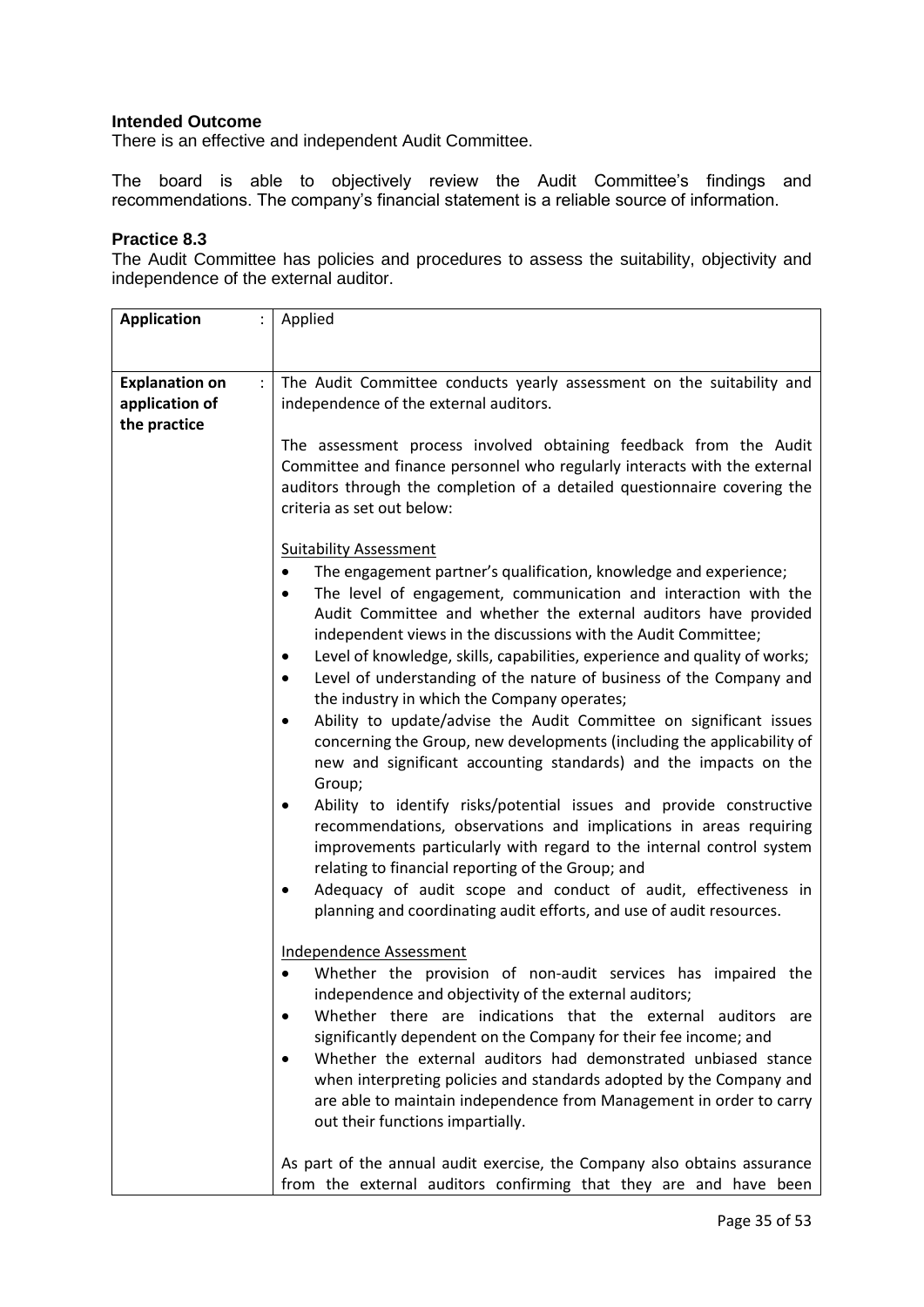**Intended Outcome**

There is an effective and independent Audit Committee.

The board is able to objectively review the Audit Committee's findings and recommendations. The company's financial statement is a reliable source of information.

**Practice 8.3**

The Audit Committee has policies and procedures to assess the suitability, objectivity and independence of the external auditor.

| | |
|---|---|
| **Application** : | Applied |
| **Explanation on application of the practice** : | The Audit Committee conducts yearly assessment on the suitability and independence of the external auditors.<br><br>The assessment process involved obtaining feedback from the Audit Committee and finance personnel who regularly interacts with the external auditors through the completion of a detailed questionnaire covering the criteria as set out below:<br><br><u>Suitability Assessment</u><br>• The engagement partner's qualification, knowledge and experience;<br>• The level of engagement, communication and interaction with the Audit Committee and whether the external auditors have provided independent views in the discussions with the Audit Committee;<br>• Level of knowledge, skills, capabilities, experience and quality of works;<br>• Level of understanding of the nature of business of the Company and the industry in which the Company operates;<br>• Ability to update/advise the Audit Committee on significant issues concerning the Group, new developments (including the applicability of new and significant accounting standards) and the impacts on the Group;<br>• Ability to identify risks/potential issues and provide constructive recommendations, observations and implications in areas requiring improvements particularly with regard to the internal control system relating to financial reporting of the Group; and<br>• Adequacy of audit scope and conduct of audit, effectiveness in planning and coordinating audit efforts, and use of audit resources.<br><br><u>Independence Assessment</u><br>• Whether the provision of non-audit services has impaired the independence and objectivity of the external auditors;<br>• Whether there are indications that the external auditors are significantly dependent on the Company for their fee income; and<br>• Whether the external auditors had demonstrated unbiased stance when interpreting policies and standards adopted by the Company and are able to maintain independence from Management in order to carry out their functions impartially.<br><br>As part of the annual audit exercise, the Company also obtains assurance from the external auditors confirming that they are and have been |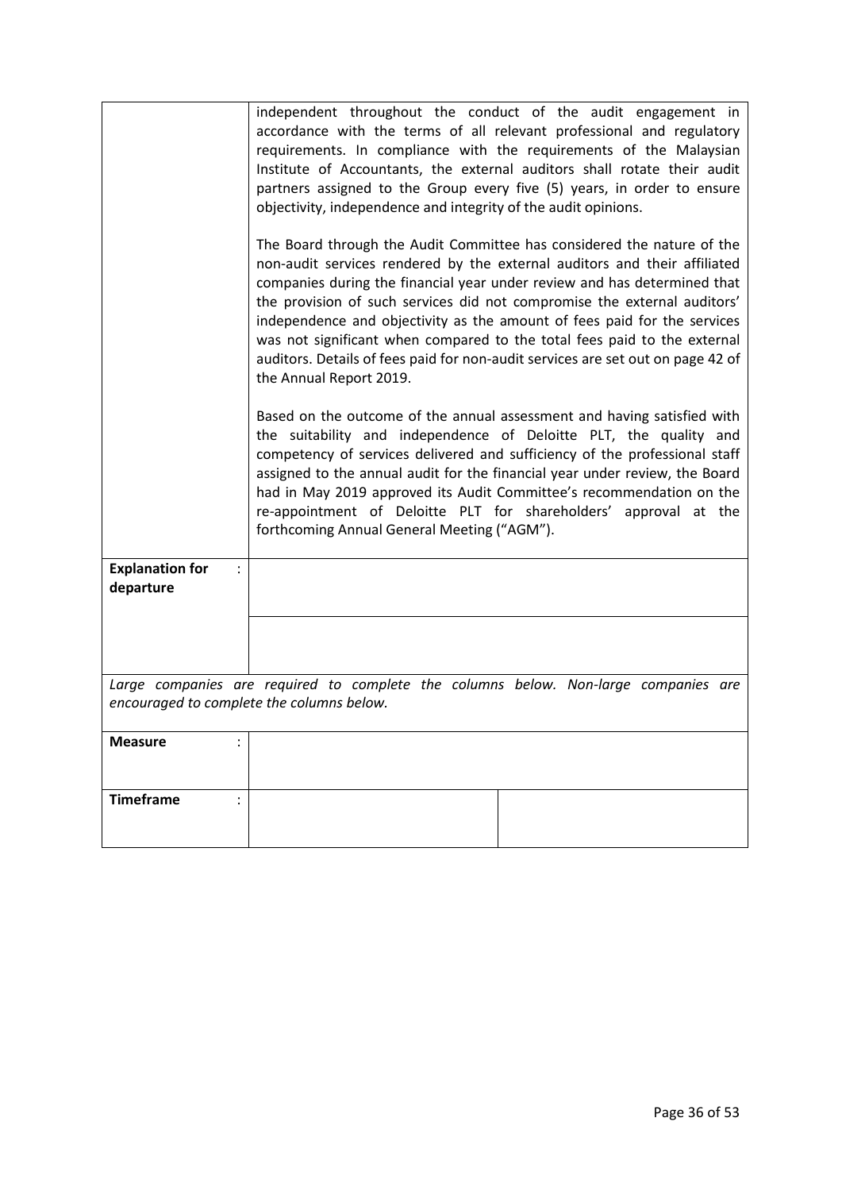| | |
|---|---|
| | independent throughout the conduct of the audit engagement in accordance with the terms of all relevant professional and regulatory requirements. In compliance with the requirements of the Malaysian Institute of Accountants, the external auditors shall rotate their audit partners assigned to the Group every five (5) years, in order to ensure objectivity, independence and integrity of the audit opinions.<br><br>The Board through the Audit Committee has considered the nature of the non-audit services rendered by the external auditors and their affiliated companies during the financial year under review and has determined that the provision of such services did not compromise the external auditors' independence and objectivity as the amount of fees paid for the services was not significant when compared to the total fees paid to the external auditors. Details of fees paid for non-audit services are set out on page 42 of the Annual Report 2019.<br><br>Based on the outcome of the annual assessment and having satisfied with the suitability and independence of Deloitte PLT, the quality and competency of services delivered and sufficiency of the professional staff assigned to the annual audit for the financial year under review, the Board had in May 2019 approved its Audit Committee's recommendation on the re-appointment of Deloitte PLT for shareholders' approval at the forthcoming Annual General Meeting ("AGM"). |
| **Explanation for departure** : | |
| | |

*Large companies are required to complete the columns below. Non-large companies are encouraged to complete the columns below.*

| | | |
|---|---|---|
| **Measure** : | | |
| **Timeframe** : | | |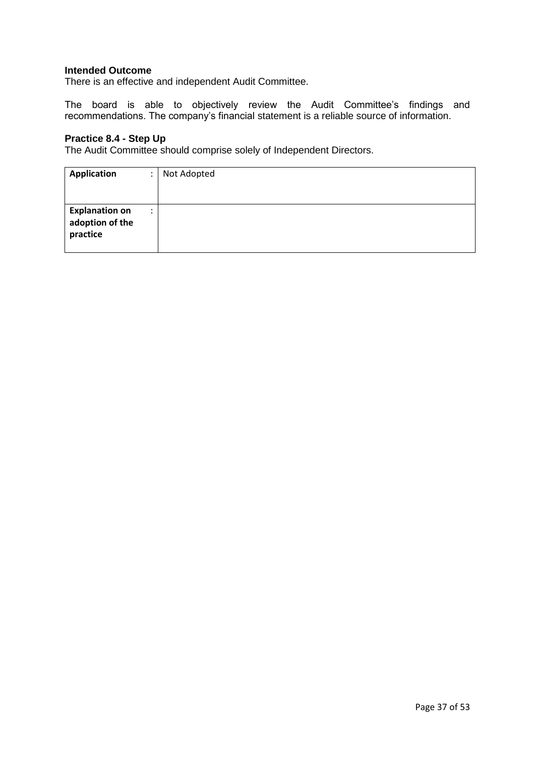**Intended Outcome**

There is an effective and independent Audit Committee.

The board is able to objectively review the Audit Committee's findings and recommendations. The company's financial statement is a reliable source of information.

**Practice 8.4 - Step Up**

The Audit Committee should comprise solely of Independent Directors.

| | | |
|---|---|---|
| **Application** | : | Not Adopted |
| **Explanation on adoption of the practice** | : | |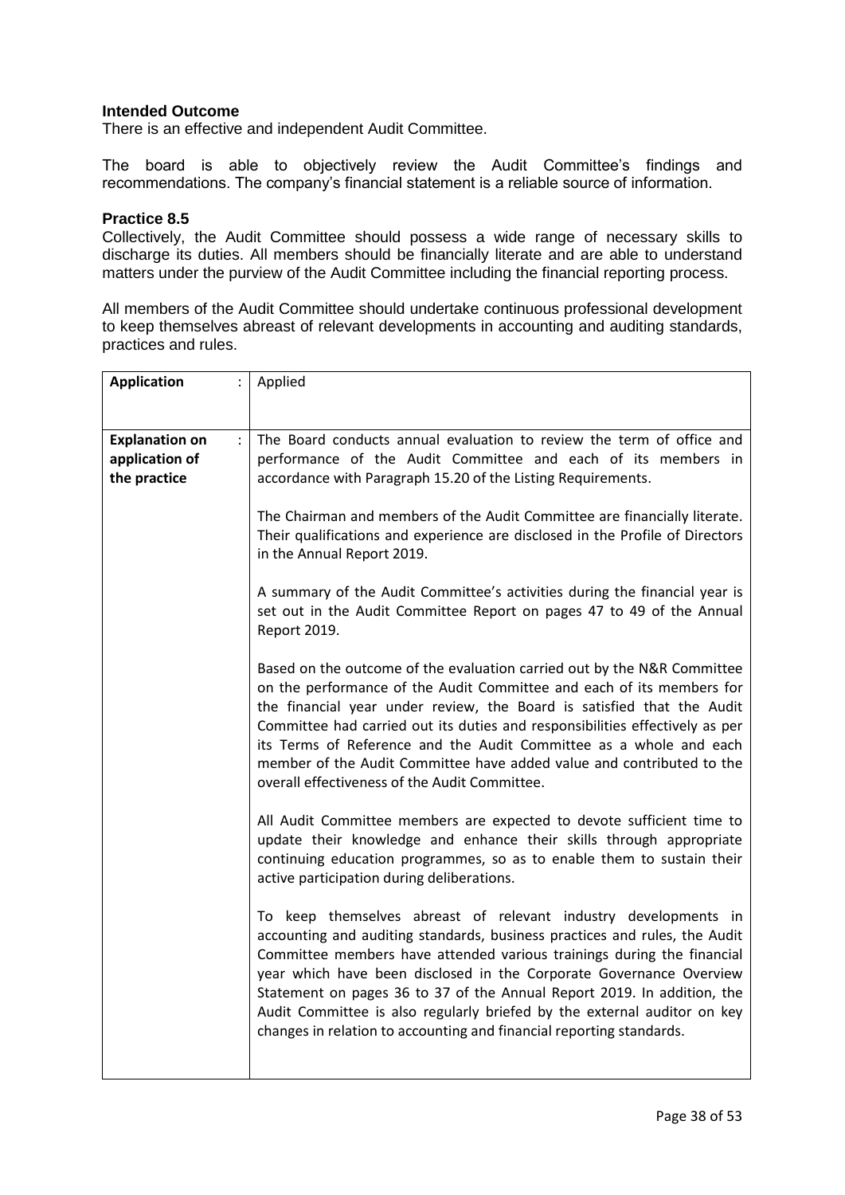**Intended Outcome**

There is an effective and independent Audit Committee.

The board is able to objectively review the Audit Committee's findings and recommendations. The company's financial statement is a reliable source of information.

**Practice 8.5**

Collectively, the Audit Committee should possess a wide range of necessary skills to discharge its duties. All members should be financially literate and are able to understand matters under the purview of the Audit Committee including the financial reporting process.

All members of the Audit Committee should undertake continuous professional development to keep themselves abreast of relevant developments in accounting and auditing standards, practices and rules.

| **Application** | : | Applied |
|---|---|---|
| **Explanation on application of the practice** | : | The Board conducts annual evaluation to review the term of office and performance of the Audit Committee and each of its members in accordance with Paragraph 15.20 of the Listing Requirements.<br><br>The Chairman and members of the Audit Committee are financially literate. Their qualifications and experience are disclosed in the Profile of Directors in the Annual Report 2019.<br><br>A summary of the Audit Committee's activities during the financial year is set out in the Audit Committee Report on pages 47 to 49 of the Annual Report 2019.<br><br>Based on the outcome of the evaluation carried out by the N&R Committee on the performance of the Audit Committee and each of its members for the financial year under review, the Board is satisfied that the Audit Committee had carried out its duties and responsibilities effectively as per its Terms of Reference and the Audit Committee as a whole and each member of the Audit Committee have added value and contributed to the overall effectiveness of the Audit Committee.<br><br>All Audit Committee members are expected to devote sufficient time to update their knowledge and enhance their skills through appropriate continuing education programmes, so as to enable them to sustain their active participation during deliberations.<br><br>To keep themselves abreast of relevant industry developments in accounting and auditing standards, business practices and rules, the Audit Committee members have attended various trainings during the financial year which have been disclosed in the Corporate Governance Overview Statement on pages 36 to 37 of the Annual Report 2019. In addition, the Audit Committee is also regularly briefed by the external auditor on key changes in relation to accounting and financial reporting standards. |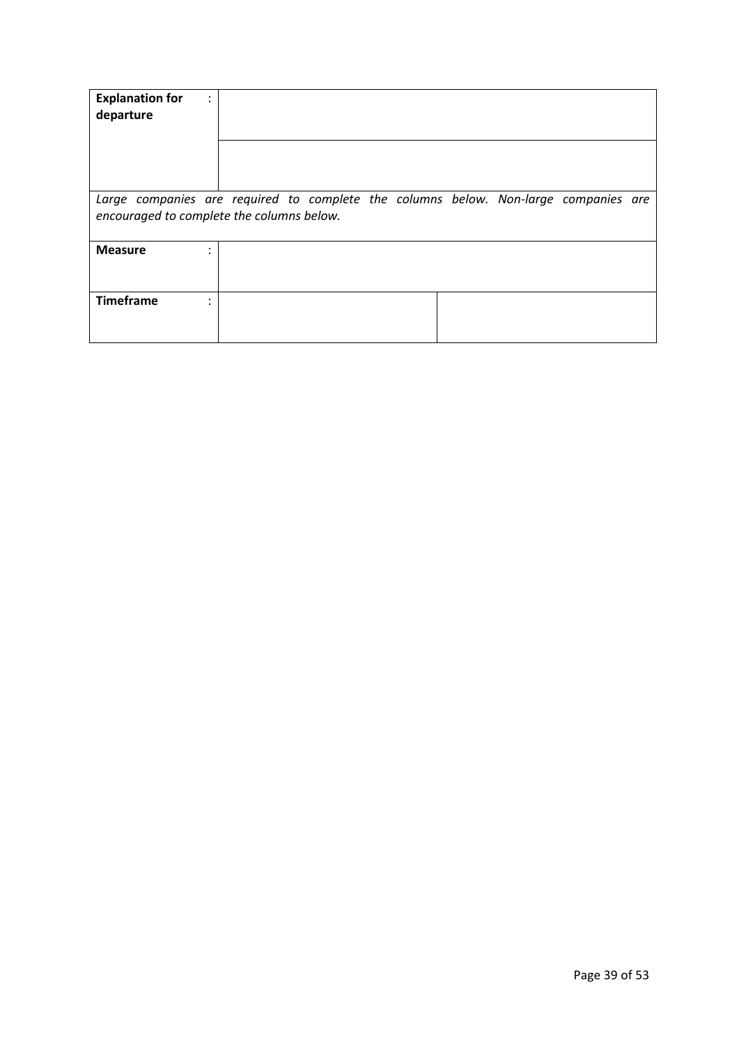| | | |
|---|---|---|
| **Explanation for departure** : | | |
| | | |
| *Large companies are required to complete the columns below. Non-large companies are encouraged to complete the columns below.* | | |
| **Measure** : | | |
| **Timeframe** : | | |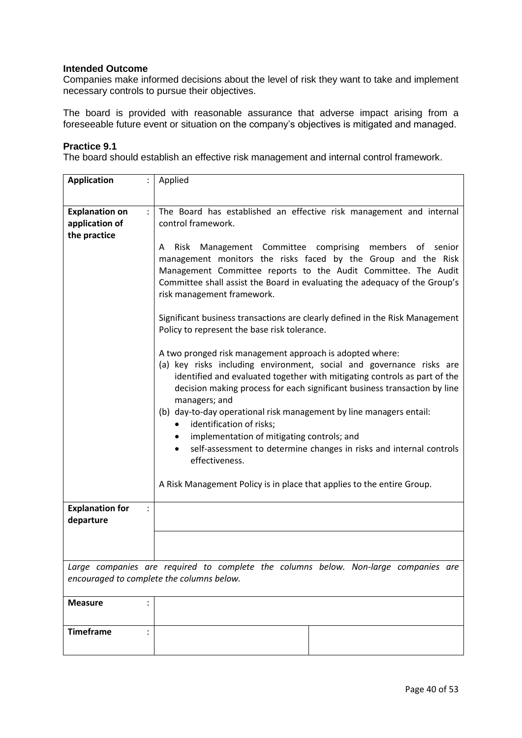**Intended Outcome**

Companies make informed decisions about the level of risk they want to take and implement necessary controls to pursue their objectives.

The board is provided with reasonable assurance that adverse impact arising from a foreseeable future event or situation on the company's objectives is mitigated and managed.

**Practice 9.1**

The board should establish an effective risk management and internal control framework.

| | | |
|---|---|---|
| **Application** : | Applied | |
| **Explanation on application of the practice** : | The Board has established an effective risk management and internal control framework.<br><br>A Risk Management Committee comprising members of senior management monitors the risks faced by the Group and the Risk Management Committee reports to the Audit Committee. The Audit Committee shall assist the Board in evaluating the adequacy of the Group's risk management framework.<br><br>Significant business transactions are clearly defined in the Risk Management Policy to represent the base risk tolerance.<br><br>A two pronged risk management approach is adopted where:<br>(a) key risks including environment, social and governance risks are identified and evaluated together with mitigating controls as part of the decision making process for each significant business transaction by line managers; and<br>(b) day-to-day operational risk management by line managers entail:<br>• identification of risks;<br>• implementation of mitigating controls; and<br>• self-assessment to determine changes in risks and internal controls effectiveness.<br><br>A Risk Management Policy is in place that applies to the entire Group. | |
| **Explanation for departure** : | | |
| | | |
| *Large companies are required to complete the columns below. Non-large companies are encouraged to complete the columns below.* | | |
| **Measure** : | | |
| **Timeframe** : | | |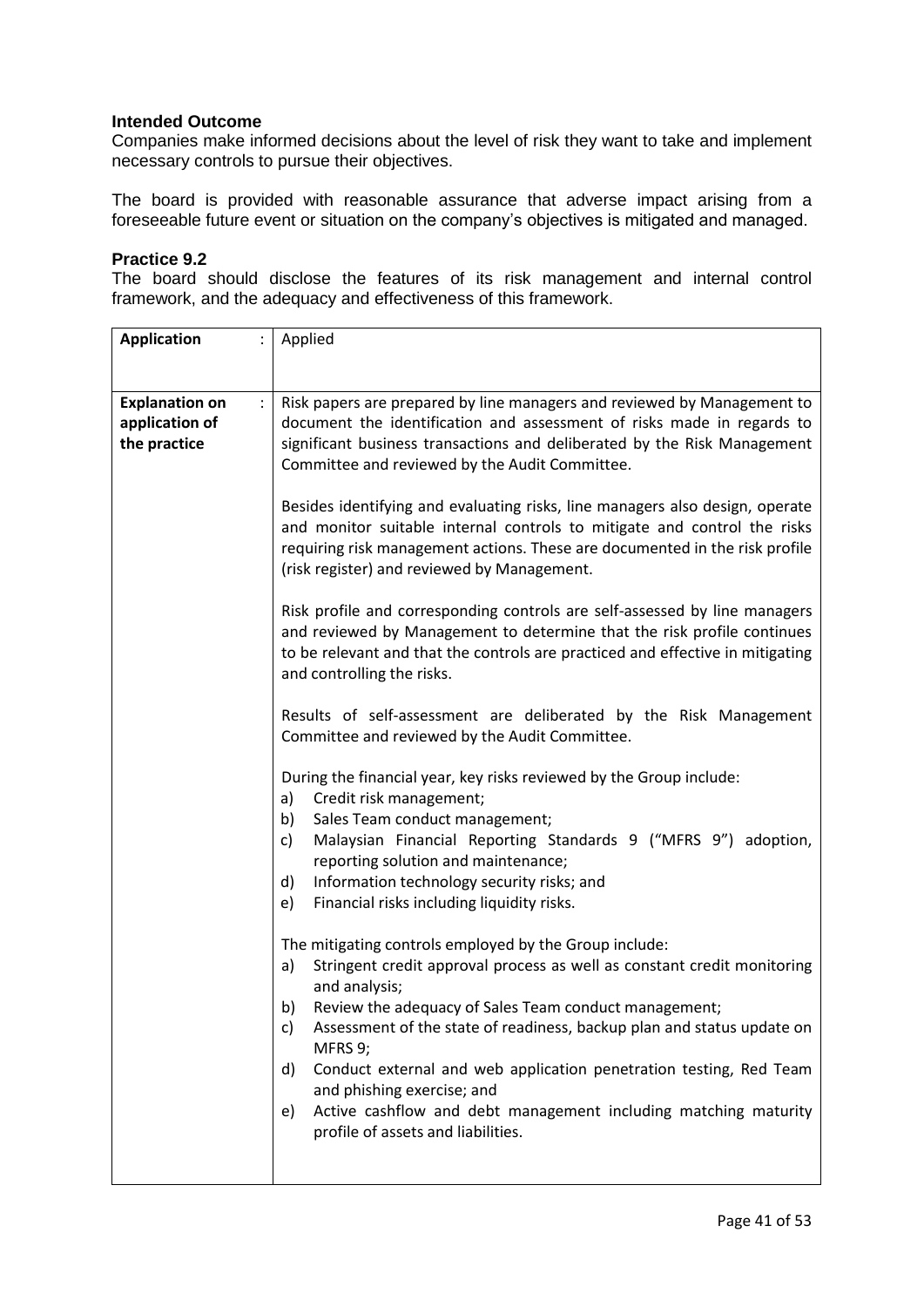**Intended Outcome**

Companies make informed decisions about the level of risk they want to take and implement necessary controls to pursue their objectives.

The board is provided with reasonable assurance that adverse impact arising from a foreseeable future event or situation on the company's objectives is mitigated and managed.

**Practice 9.2**

The board should disclose the features of its risk management and internal control framework, and the adequacy and effectiveness of this framework.

| **Application** : | Applied |
|---|---|
| **Explanation on application of the practice** : | Risk papers are prepared by line managers and reviewed by Management to document the identification and assessment of risks made in regards to significant business transactions and deliberated by the Risk Management Committee and reviewed by the Audit Committee.<br><br>Besides identifying and evaluating risks, line managers also design, operate and monitor suitable internal controls to mitigate and control the risks requiring risk management actions. These are documented in the risk profile (risk register) and reviewed by Management.<br><br>Risk profile and corresponding controls are self-assessed by line managers and reviewed by Management to determine that the risk profile continues to be relevant and that the controls are practiced and effective in mitigating and controlling the risks.<br><br>Results of self-assessment are deliberated by the Risk Management Committee and reviewed by the Audit Committee.<br><br>During the financial year, key risks reviewed by the Group include:<br>a) Credit risk management;<br>b) Sales Team conduct management;<br>c) Malaysian Financial Reporting Standards 9 ("MFRS 9") adoption, reporting solution and maintenance;<br>d) Information technology security risks; and<br>e) Financial risks including liquidity risks.<br><br>The mitigating controls employed by the Group include:<br>a) Stringent credit approval process as well as constant credit monitoring and analysis;<br>b) Review the adequacy of Sales Team conduct management;<br>c) Assessment of the state of readiness, backup plan and status update on MFRS 9;<br>d) Conduct external and web application penetration testing, Red Team and phishing exercise; and<br>e) Active cashflow and debt management including matching maturity profile of assets and liabilities. |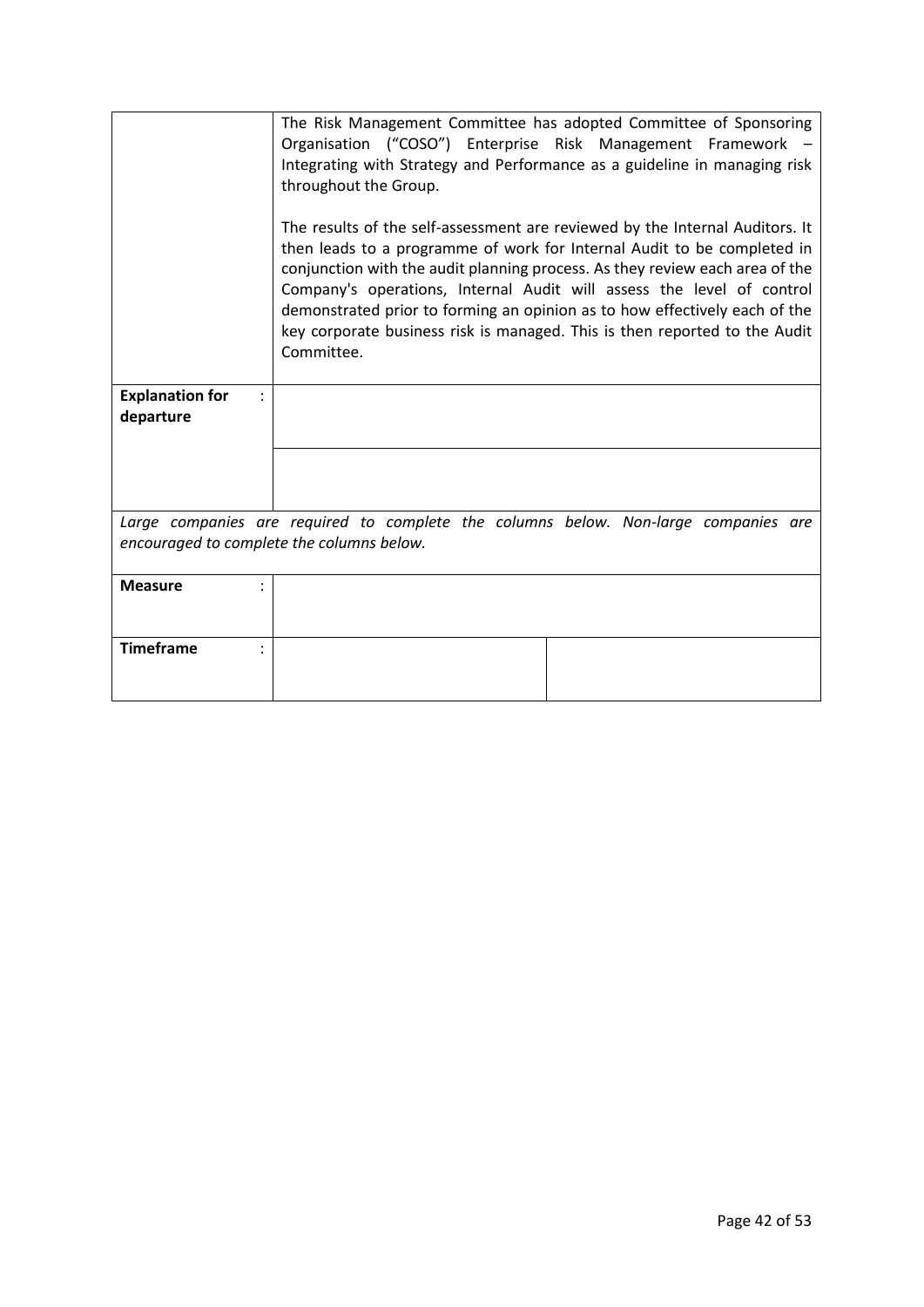| | |
|---|---|
| | The Risk Management Committee has adopted Committee of Sponsoring Organisation ("COSO") Enterprise Risk Management Framework – Integrating with Strategy and Performance as a guideline in managing risk throughout the Group.<br><br>The results of the self-assessment are reviewed by the Internal Auditors. It then leads to a programme of work for Internal Audit to be completed in conjunction with the audit planning process. As they review each area of the Company's operations, Internal Audit will assess the level of control demonstrated prior to forming an opinion as to how effectively each of the key corporate business risk is managed. This is then reported to the Audit Committee. |
| **Explanation for departure** : | |
| | |

*Large companies are required to complete the columns below. Non-large companies are encouraged to complete the columns below.*

| | | |
|---|---|---|
| **Measure** : | | |
| **Timeframe** : | | |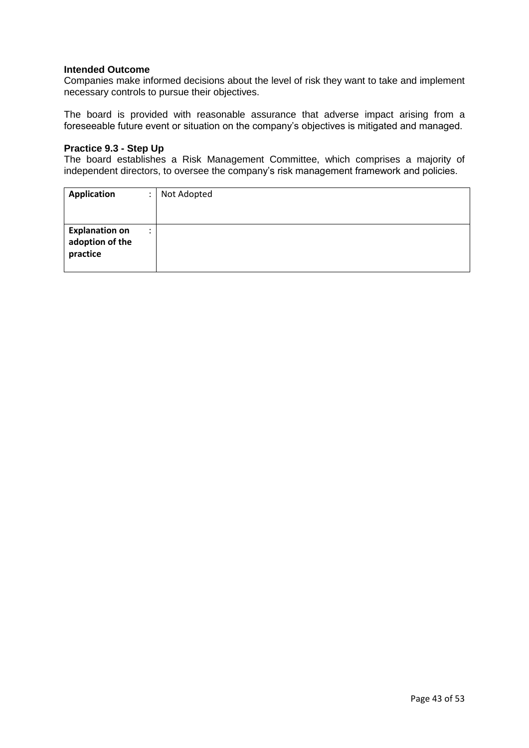**Intended Outcome**

Companies make informed decisions about the level of risk they want to take and implement necessary controls to pursue their objectives.

The board is provided with reasonable assurance that adverse impact arising from a foreseeable future event or situation on the company's objectives is mitigated and managed.

**Practice 9.3 - Step Up**

The board establishes a Risk Management Committee, which comprises a majority of independent directors, to oversee the company's risk management framework and policies.

| **Application** : | Not Adopted |
|---|---|
| **Explanation on adoption of the practice** : | |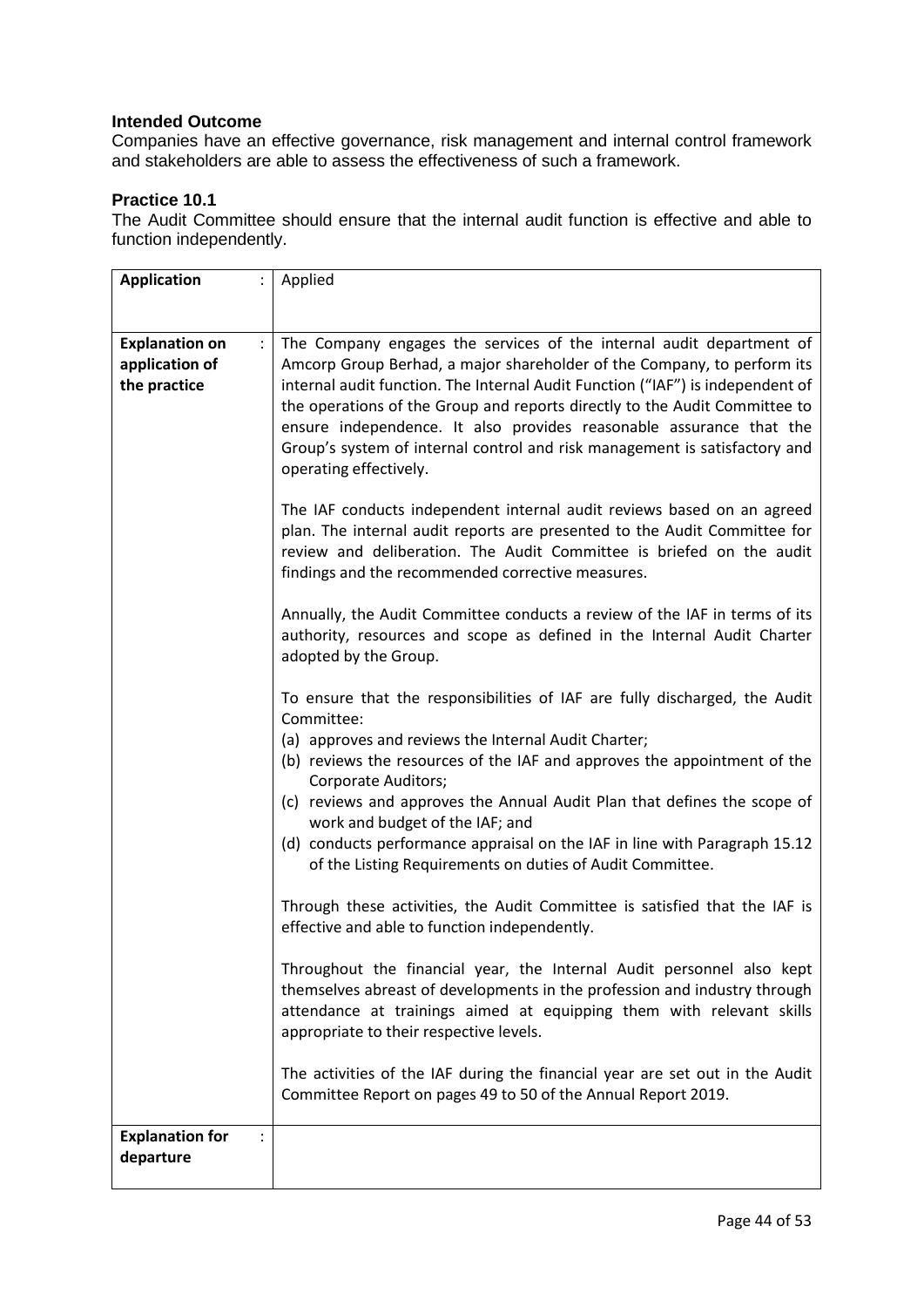### Intended Outcome

Companies have an effective governance, risk management and internal control framework and stakeholders are able to assess the effectiveness of such a framework.

### Practice 10.1

The Audit Committee should ensure that the internal audit function is effective and able to function independently.

| | |
|---|---|
| **Application** : | Applied |
| **Explanation on application of the practice** : | The Company engages the services of the internal audit department of Amcorp Group Berhad, a major shareholder of the Company, to perform its internal audit function. The Internal Audit Function ("IAF") is independent of the operations of the Group and reports directly to the Audit Committee to ensure independence. It also provides reasonable assurance that the Group's system of internal control and risk management is satisfactory and operating effectively.<br><br>The IAF conducts independent internal audit reviews based on an agreed plan. The internal audit reports are presented to the Audit Committee for review and deliberation. The Audit Committee is briefed on the audit findings and the recommended corrective measures.<br><br>Annually, the Audit Committee conducts a review of the IAF in terms of its authority, resources and scope as defined in the Internal Audit Charter adopted by the Group.<br><br>To ensure that the responsibilities of IAF are fully discharged, the Audit Committee:<br>(a) approves and reviews the Internal Audit Charter;<br>(b) reviews the resources of the IAF and approves the appointment of the Corporate Auditors;<br>(c) reviews and approves the Annual Audit Plan that defines the scope of work and budget of the IAF; and<br>(d) conducts performance appraisal on the IAF in line with Paragraph 15.12 of the Listing Requirements on duties of Audit Committee.<br><br>Through these activities, the Audit Committee is satisfied that the IAF is effective and able to function independently.<br><br>Throughout the financial year, the Internal Audit personnel also kept themselves abreast of developments in the profession and industry through attendance at trainings aimed at equipping them with relevant skills appropriate to their respective levels.<br><br>The activities of the IAF during the financial year are set out in the Audit Committee Report on pages 49 to 50 of the Annual Report 2019. |
| **Explanation for departure** : | |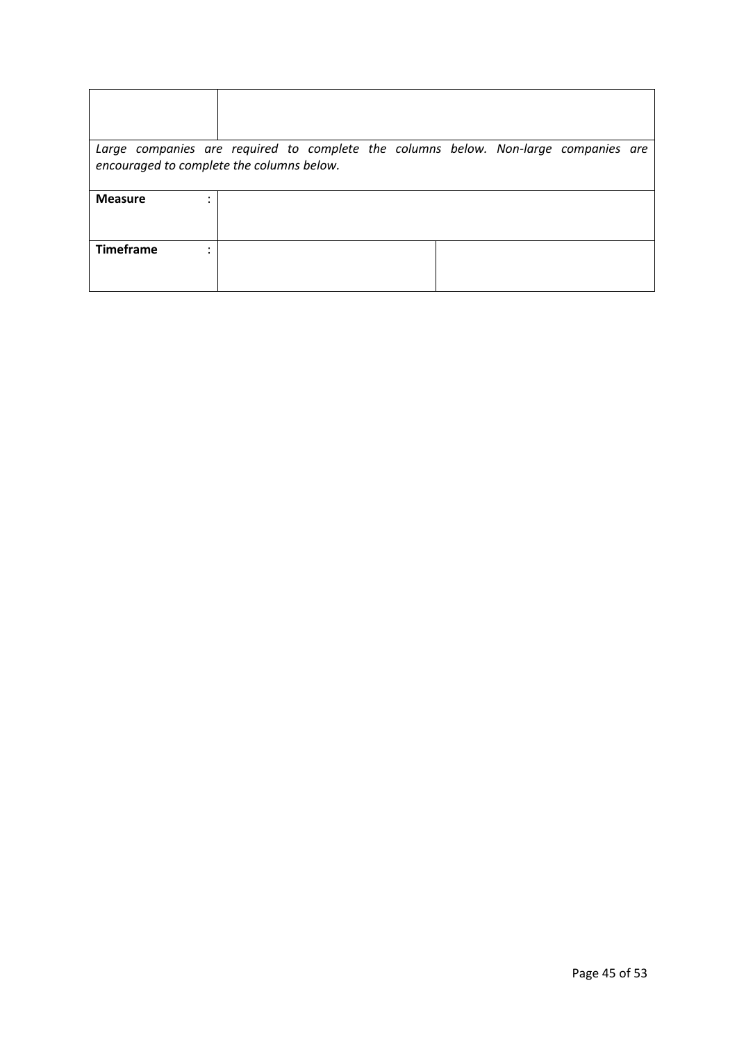| | | |
|---|---|---|
| | | |
| *Large companies are required to complete the columns below. Non-large companies are encouraged to complete the columns below.* | | |
| **Measure** : | | |
| **Timeframe** : | | |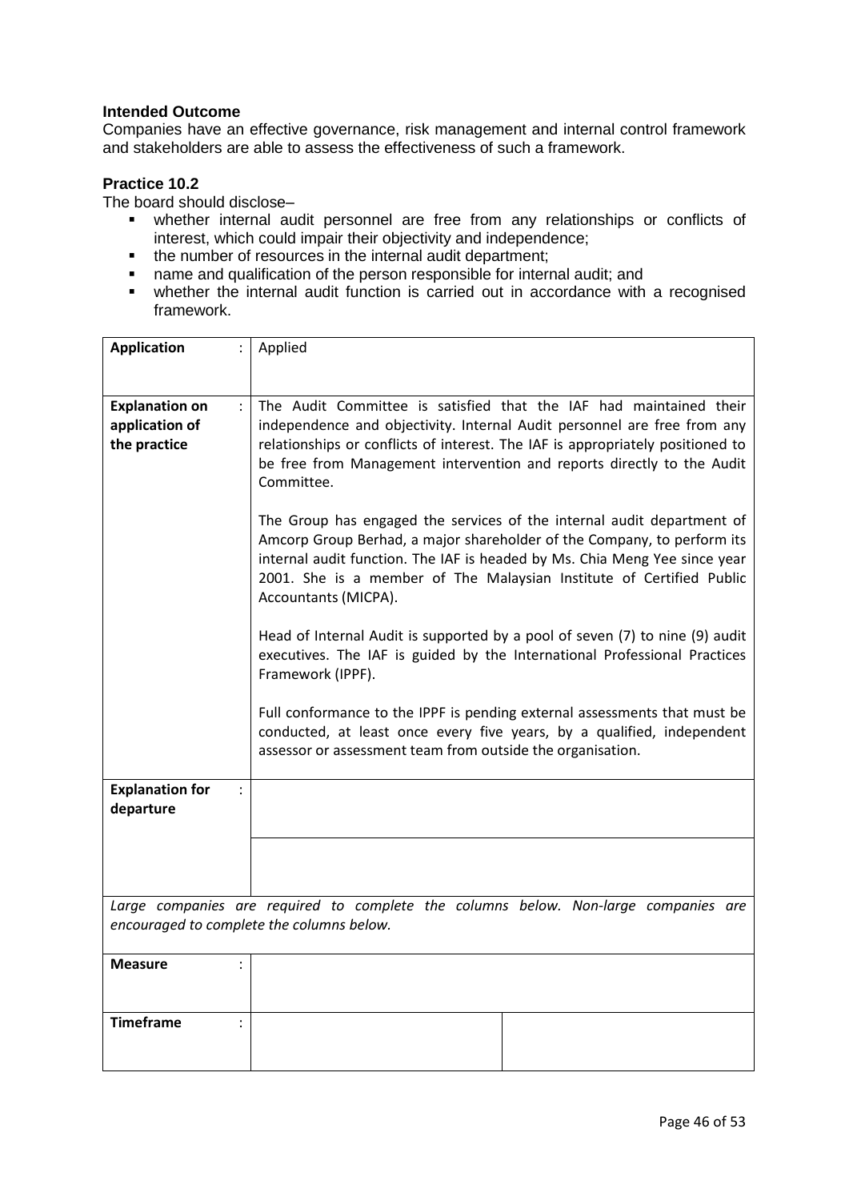**Intended Outcome**

Companies have an effective governance, risk management and internal control framework and stakeholders are able to assess the effectiveness of such a framework.

**Practice 10.2**

The board should disclose–

- whether internal audit personnel are free from any relationships or conflicts of interest, which could impair their objectivity and independence;
- the number of resources in the internal audit department;
- name and qualification of the person responsible for internal audit; and
- whether the internal audit function is carried out in accordance with a recognised framework.

| | | |
|---|---|---|
| **Application** : | Applied | |
| **Explanation on application of the practice** : | The Audit Committee is satisfied that the IAF had maintained their independence and objectivity. Internal Audit personnel are free from any relationships or conflicts of interest. The IAF is appropriately positioned to be free from Management intervention and reports directly to the Audit Committee.<br><br>The Group has engaged the services of the internal audit department of Amcorp Group Berhad, a major shareholder of the Company, to perform its internal audit function. The IAF is headed by Ms. Chia Meng Yee since year 2001. She is a member of The Malaysian Institute of Certified Public Accountants (MICPA).<br><br>Head of Internal Audit is supported by a pool of seven (7) to nine (9) audit executives. The IAF is guided by the International Professional Practices Framework (IPPF).<br><br>Full conformance to the IPPF is pending external assessments that must be conducted, at least once every five years, by a qualified, independent assessor or assessment team from outside the organisation. | |
| **Explanation for departure** : | | |
| | | |
| *Large companies are required to complete the columns below. Non-large companies are encouraged to complete the columns below.* | | |
| **Measure** : | | |
| **Timeframe** : | | |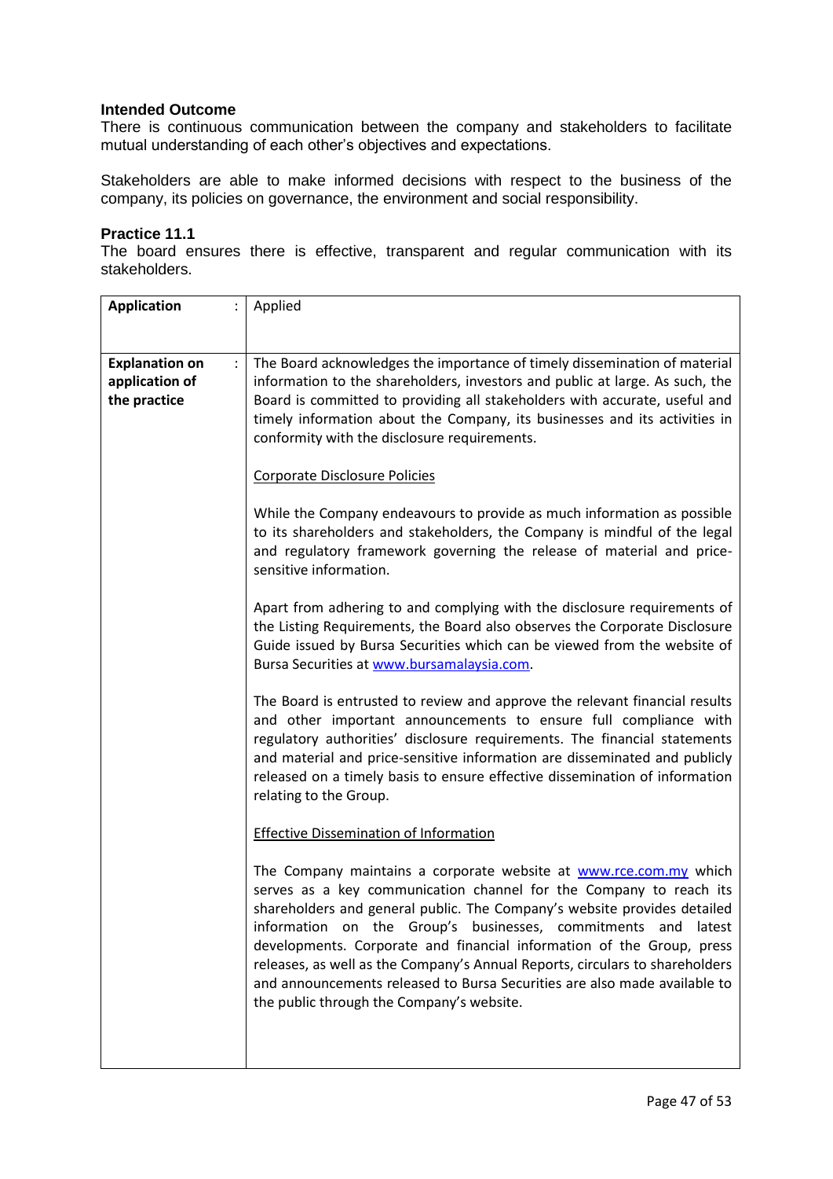**Intended Outcome**

There is continuous communication between the company and stakeholders to facilitate mutual understanding of each other's objectives and expectations.

Stakeholders are able to make informed decisions with respect to the business of the company, its policies on governance, the environment and social responsibility.

**Practice 11.1**

The board ensures there is effective, transparent and regular communication with its stakeholders.

| **Application** : | Applied |
|---|---|
| **Explanation on application of the practice** : | The Board acknowledges the importance of timely dissemination of material information to the shareholders, investors and public at large. As such, the Board is committed to providing all stakeholders with accurate, useful and timely information about the Company, its businesses and its activities in conformity with the disclosure requirements.<br><br><u>Corporate Disclosure Policies</u><br><br>While the Company endeavours to provide as much information as possible to its shareholders and stakeholders, the Company is mindful of the legal and regulatory framework governing the release of material and price-sensitive information.<br><br>Apart from adhering to and complying with the disclosure requirements of the Listing Requirements, the Board also observes the Corporate Disclosure Guide issued by Bursa Securities which can be viewed from the website of Bursa Securities at www.bursamalaysia.com.<br><br>The Board is entrusted to review and approve the relevant financial results and other important announcements to ensure full compliance with regulatory authorities' disclosure requirements. The financial statements and material and price-sensitive information are disseminated and publicly released on a timely basis to ensure effective dissemination of information relating to the Group.<br><br><u>Effective Dissemination of Information</u><br><br>The Company maintains a corporate website at www.rce.com.my which serves as a key communication channel for the Company to reach its shareholders and general public. The Company's website provides detailed information on the Group's businesses, commitments and latest developments. Corporate and financial information of the Group, press releases, as well as the Company's Annual Reports, circulars to shareholders and announcements released to Bursa Securities are also made available to the public through the Company's website. |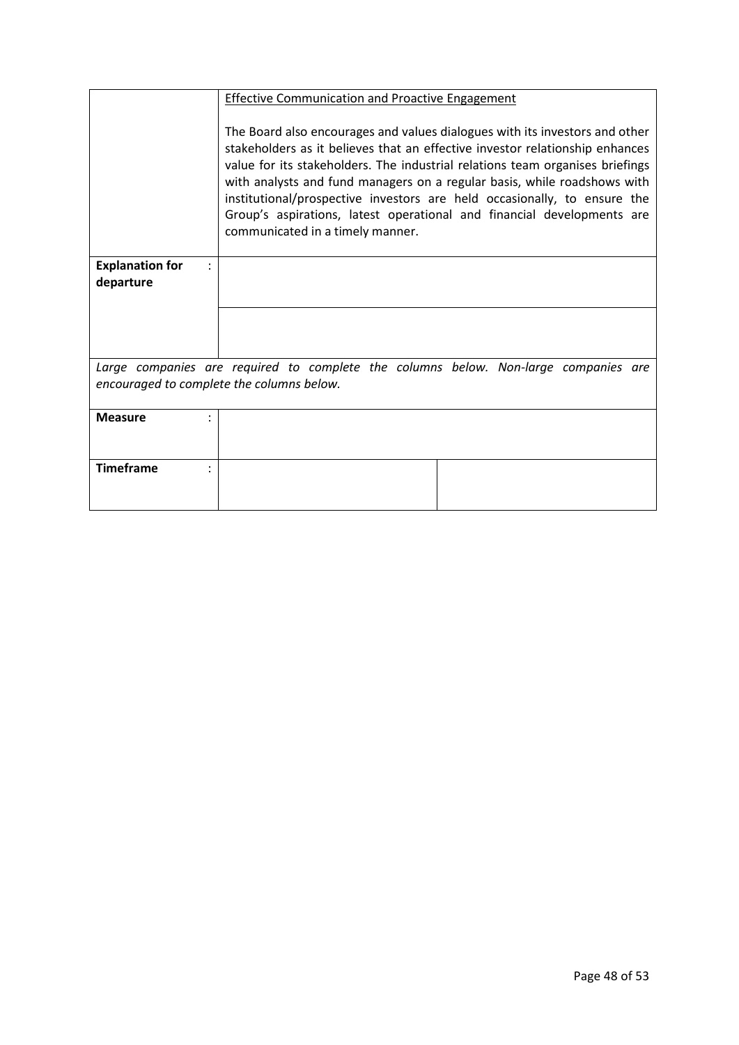| | Effective Communication and Proactive Engagement<br><br>The Board also encourages and values dialogues with its investors and other stakeholders as it believes that an effective investor relationship enhances value for its stakeholders. The industrial relations team organises briefings with analysts and fund managers on a regular basis, while roadshows with institutional/prospective investors are held occasionally, to ensure the Group's aspirations, latest operational and financial developments are communicated in a timely manner. | |
|---|---|---|
| **Explanation for departure** : | | |
| | | |

*Large companies are required to complete the columns below. Non-large companies are encouraged to complete the columns below.*

| | | |
|---|---|---|
| **Measure** : | | |
| **Timeframe** : | | |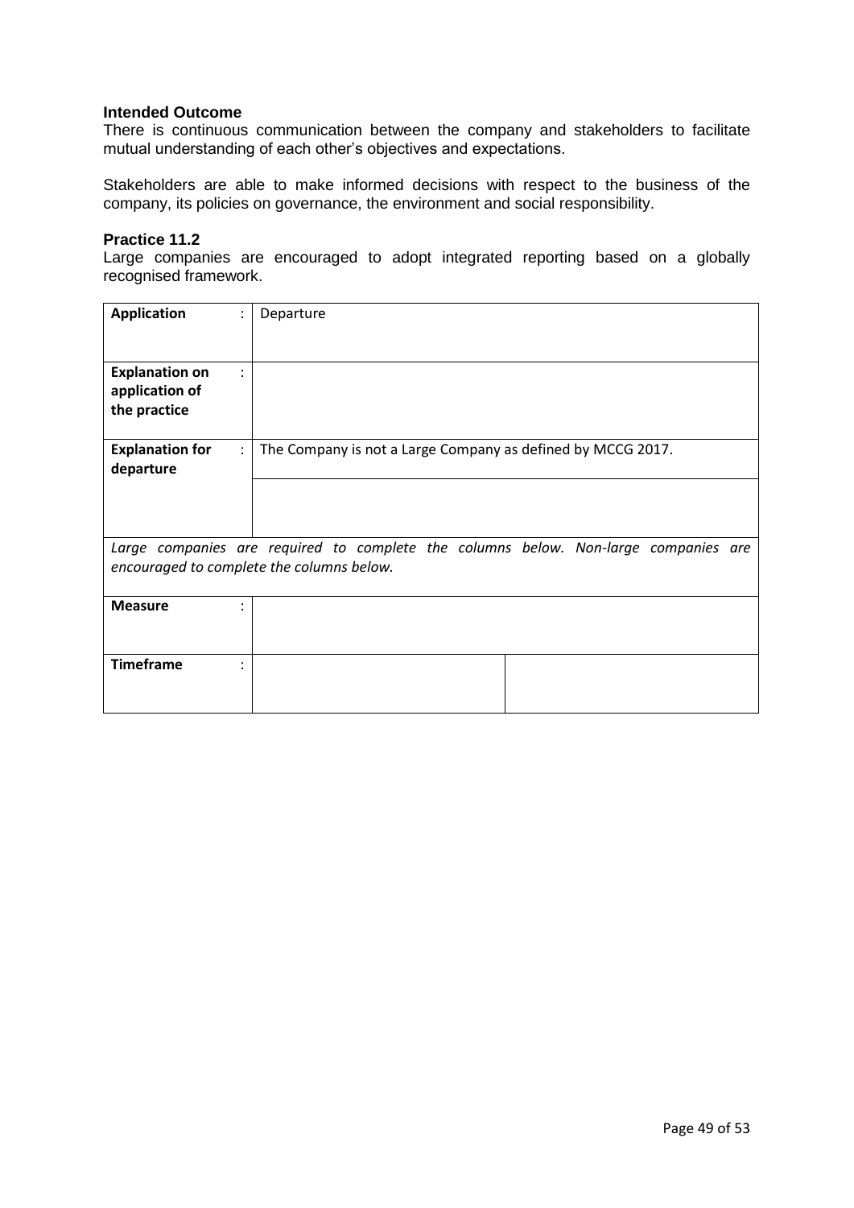**Intended Outcome**

There is continuous communication between the company and stakeholders to facilitate mutual understanding of each other's objectives and expectations.

Stakeholders are able to make informed decisions with respect to the business of the company, its policies on governance, the environment and social responsibility.

**Practice 11.2**

Large companies are encouraged to adopt integrated reporting based on a globally recognised framework.

| | | |
|---|---|---|
| **Application** : | Departure | |
| **Explanation on application of the practice** : | | |
| **Explanation for departure** : | The Company is not a Large Company as defined by MCCG 2017. | |
| | | |
| *Large companies are required to complete the columns below. Non-large companies are encouraged to complete the columns below.* | | |
| **Measure** : | | |
| **Timeframe** : | | |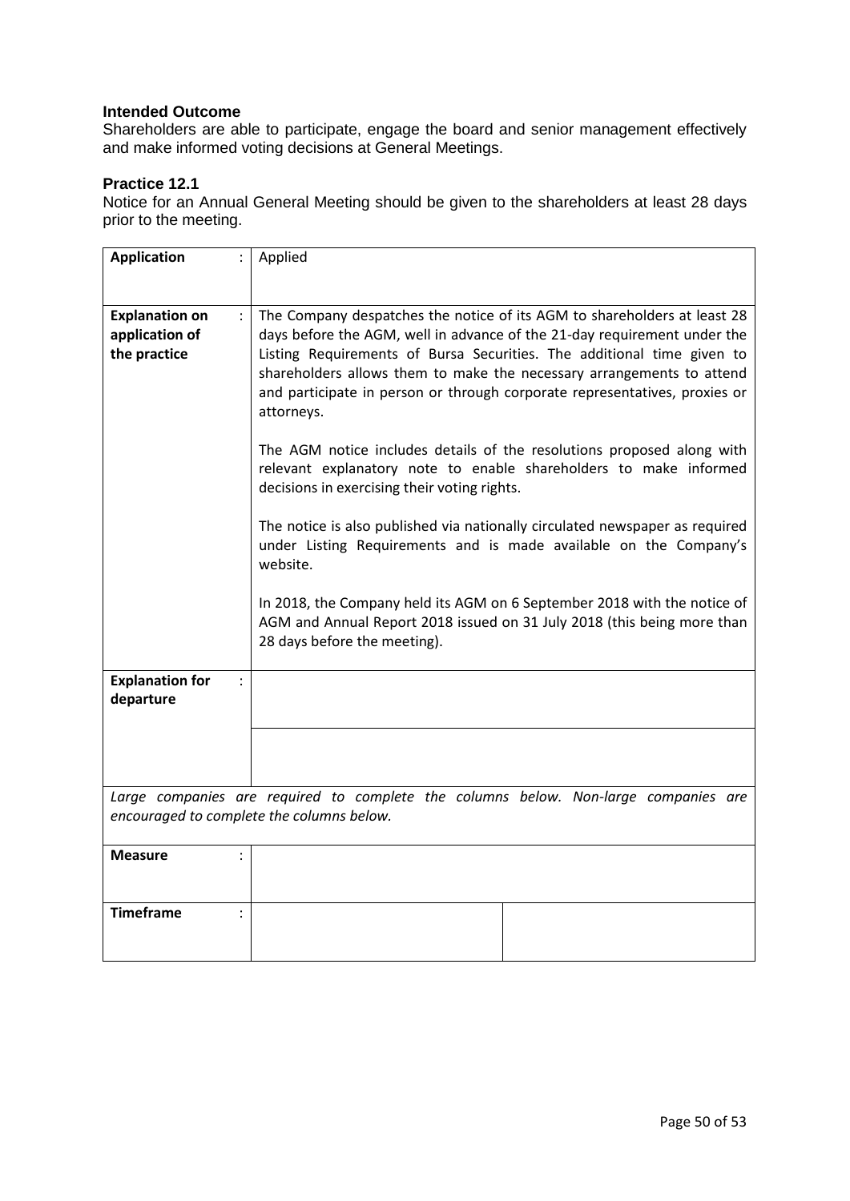**Intended Outcome**

Shareholders are able to participate, engage the board and senior management effectively and make informed voting decisions at General Meetings.

**Practice 12.1**

Notice for an Annual General Meeting should be given to the shareholders at least 28 days prior to the meeting.

| | | |
|---|---|---|
| **Application** : | Applied | |
| **Explanation on application of the practice** : | The Company despatches the notice of its AGM to shareholders at least 28 days before the AGM, well in advance of the 21-day requirement under the Listing Requirements of Bursa Securities. The additional time given to shareholders allows them to make the necessary arrangements to attend and participate in person or through corporate representatives, proxies or attorneys.<br><br>The AGM notice includes details of the resolutions proposed along with relevant explanatory note to enable shareholders to make informed decisions in exercising their voting rights.<br><br>The notice is also published via nationally circulated newspaper as required under Listing Requirements and is made available on the Company's website.<br><br>In 2018, the Company held its AGM on 6 September 2018 with the notice of AGM and Annual Report 2018 issued on 31 July 2018 (this being more than 28 days before the meeting). | |
| **Explanation for departure** : | | |
| | | |
| *Large companies are required to complete the columns below. Non-large companies are encouraged to complete the columns below.* | | |
| **Measure** : | | |
| **Timeframe** : | | |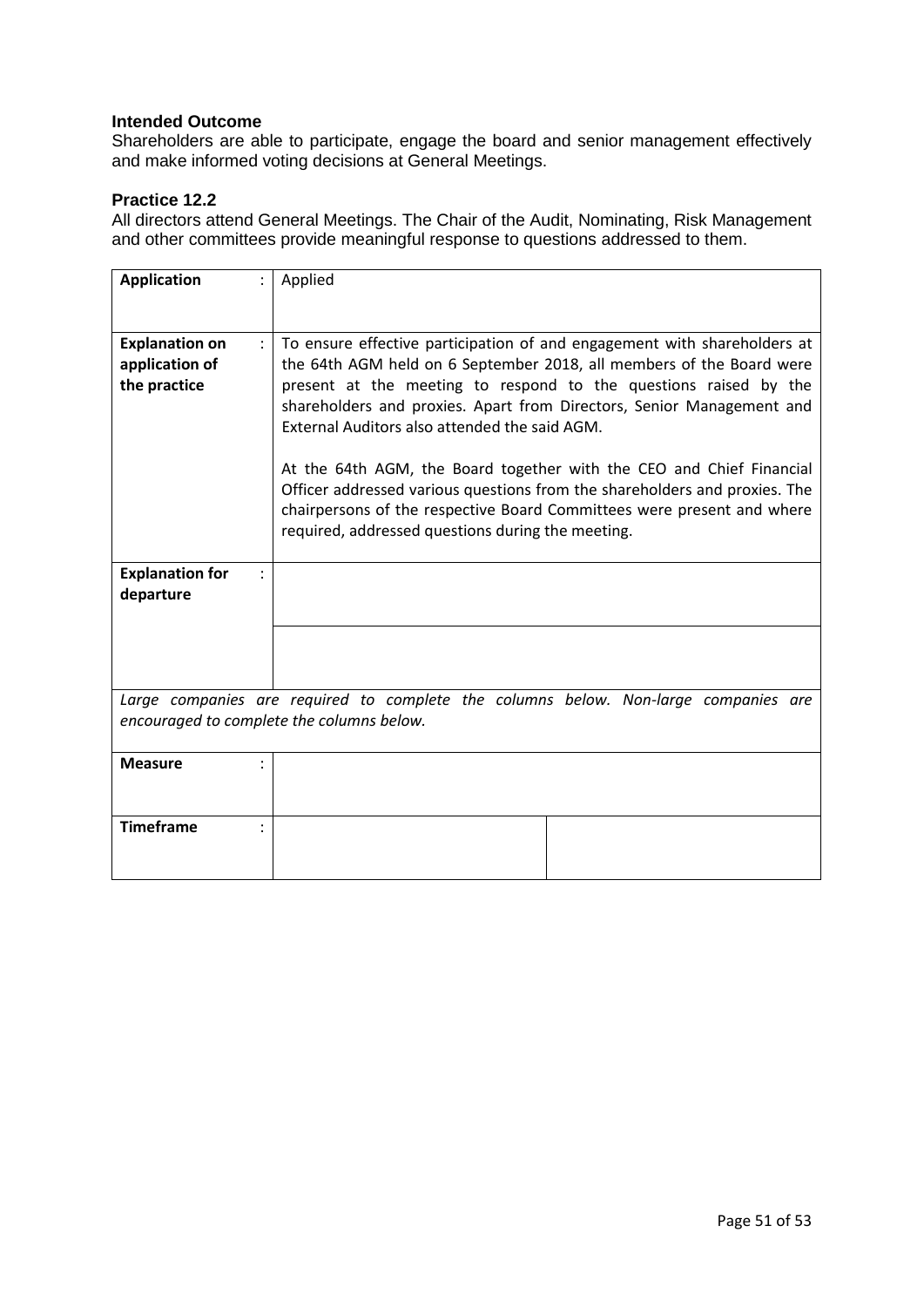### Intended Outcome

Shareholders are able to participate, engage the board and senior management effectively and make informed voting decisions at General Meetings.

### Practice 12.2

All directors attend General Meetings. The Chair of the Audit, Nominating, Risk Management and other committees provide meaningful response to questions addressed to them.

| | | | |
|---|---|---|---|
| **Application** | : | Applied | |
| **Explanation on application of the practice** | : | To ensure effective participation of and engagement with shareholders at the 64th AGM held on 6 September 2018, all members of the Board were present at the meeting to respond to the questions raised by the shareholders and proxies. Apart from Directors, Senior Management and External Auditors also attended the said AGM.<br><br>At the 64th AGM, the Board together with the CEO and Chief Financial Officer addressed various questions from the shareholders and proxies. The chairpersons of the respective Board Committees were present and where required, addressed questions during the meeting. | |
| **Explanation for departure** | : | | |
| | | | |
| *Large companies are required to complete the columns below. Non-large companies are encouraged to complete the columns below.* | | | |
| **Measure** | : | | |
| **Timeframe** | : | | |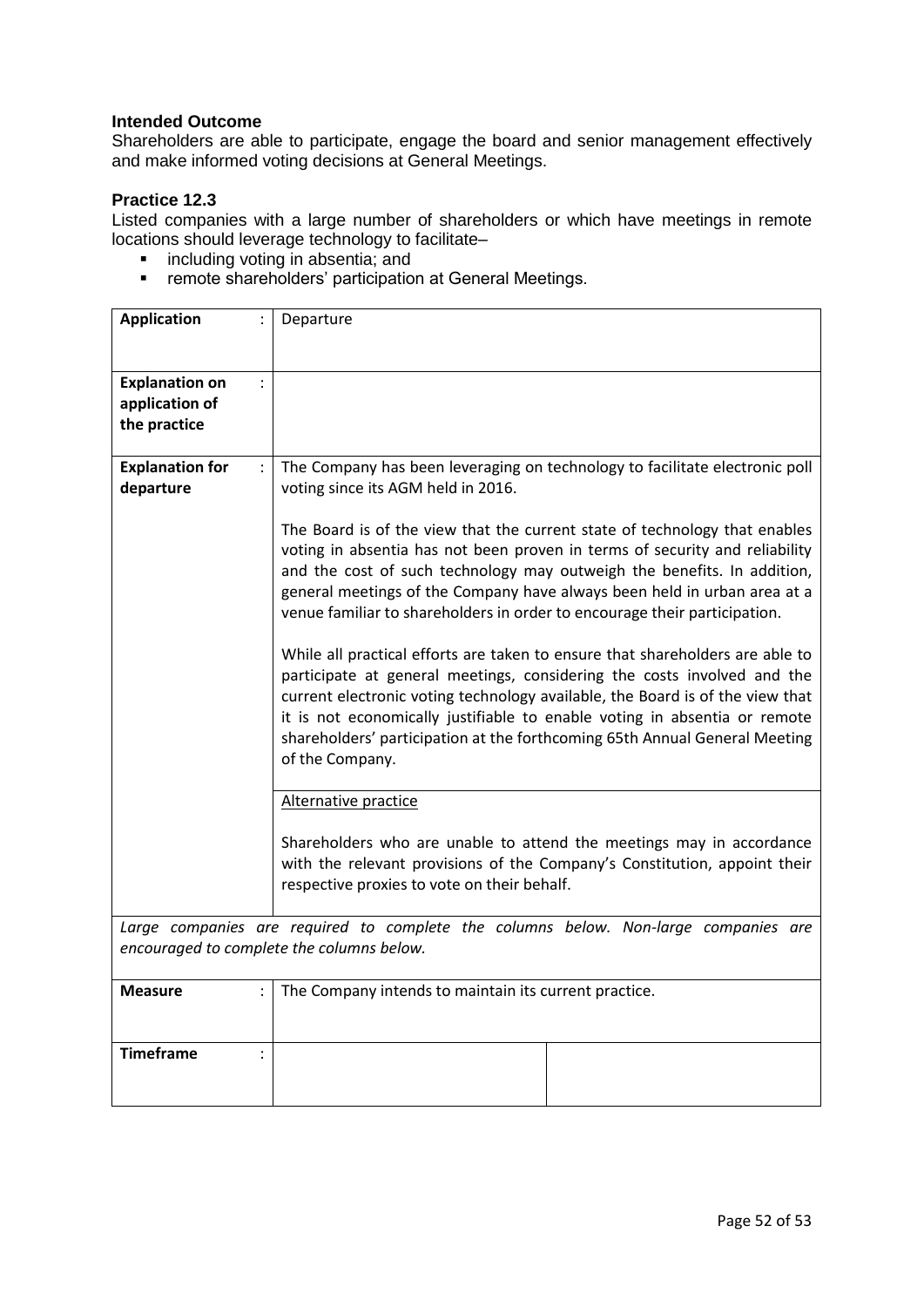**Intended Outcome**

Shareholders are able to participate, engage the board and senior management effectively and make informed voting decisions at General Meetings.

**Practice 12.3**

Listed companies with a large number of shareholders or which have meetings in remote locations should leverage technology to facilitate–

- including voting in absentia; and
- remote shareholders' participation at General Meetings.

| | | | |
|---|---|---|---|
| **Application** | : | Departure | |
| **Explanation on application of the practice** | : | | |
| **Explanation for departure** | : | The Company has been leveraging on technology to facilitate electronic poll voting since its AGM held in 2016.<br><br>The Board is of the view that the current state of technology that enables voting in absentia has not been proven in terms of security and reliability and the cost of such technology may outweigh the benefits. In addition, general meetings of the Company have always been held in urban area at a venue familiar to shareholders in order to encourage their participation.<br><br>While all practical efforts are taken to ensure that shareholders are able to participate at general meetings, considering the costs involved and the current electronic voting technology available, the Board is of the view that it is not economically justifiable to enable voting in absentia or remote shareholders' participation at the forthcoming 65th Annual General Meeting of the Company. | |
| | | Alternative practice<br><br>Shareholders who are unable to attend the meetings may in accordance with the relevant provisions of the Company's Constitution, appoint their respective proxies to vote on their behalf. | |
| *Large companies are required to complete the columns below. Non-large companies are encouraged to complete the columns below.* | | | |
| **Measure** | : | The Company intends to maintain its current practice. | |
| **Timeframe** | : | | |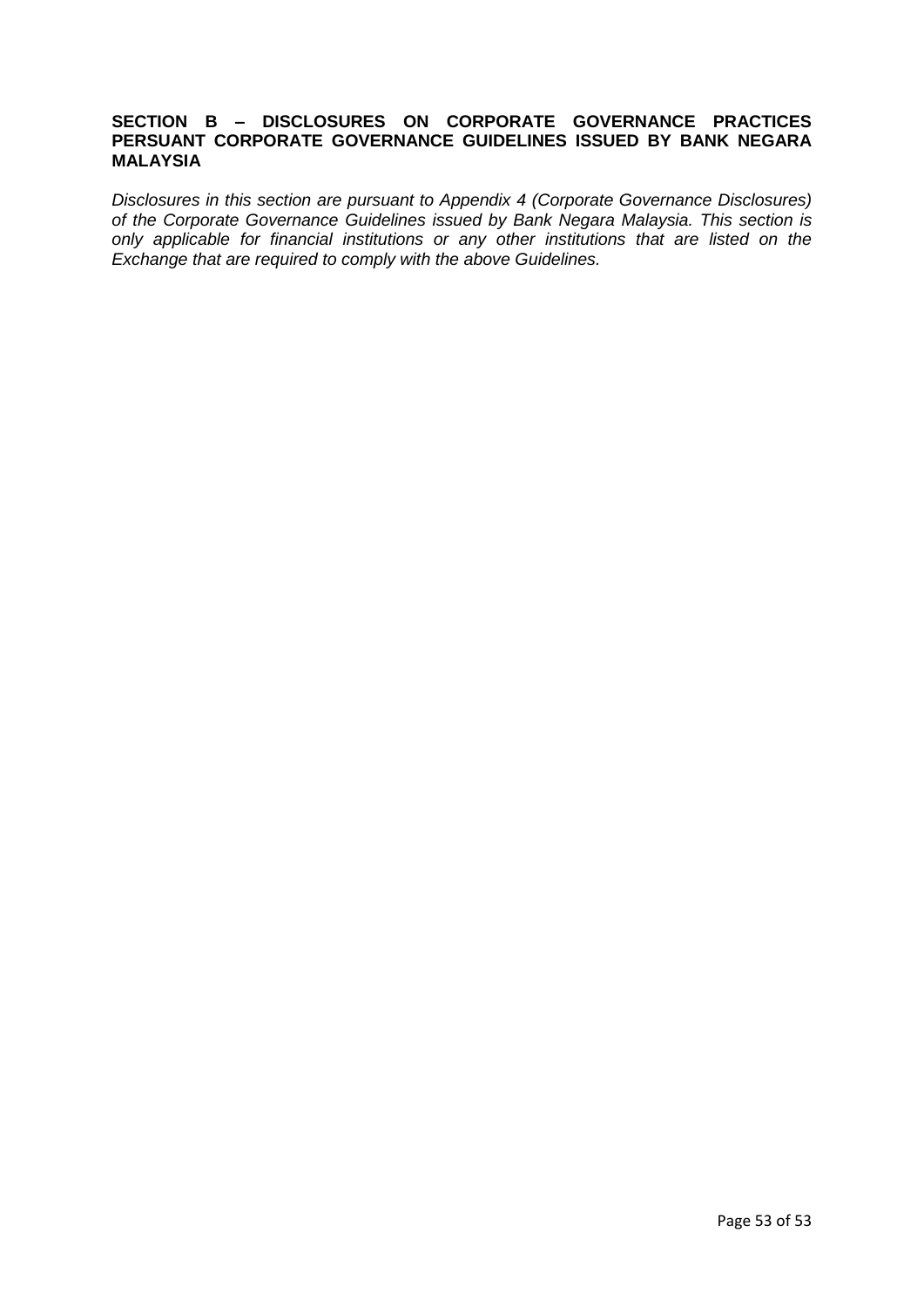## SECTION B – DISCLOSURES ON CORPORATE GOVERNANCE PRACTICES PERSUANT CORPORATE GOVERNANCE GUIDELINES ISSUED BY BANK NEGARA MALAYSIA

*Disclosures in this section are pursuant to Appendix 4 (Corporate Governance Disclosures) of the Corporate Governance Guidelines issued by Bank Negara Malaysia. This section is only applicable for financial institutions or any other institutions that are listed on the Exchange that are required to comply with the above Guidelines.*